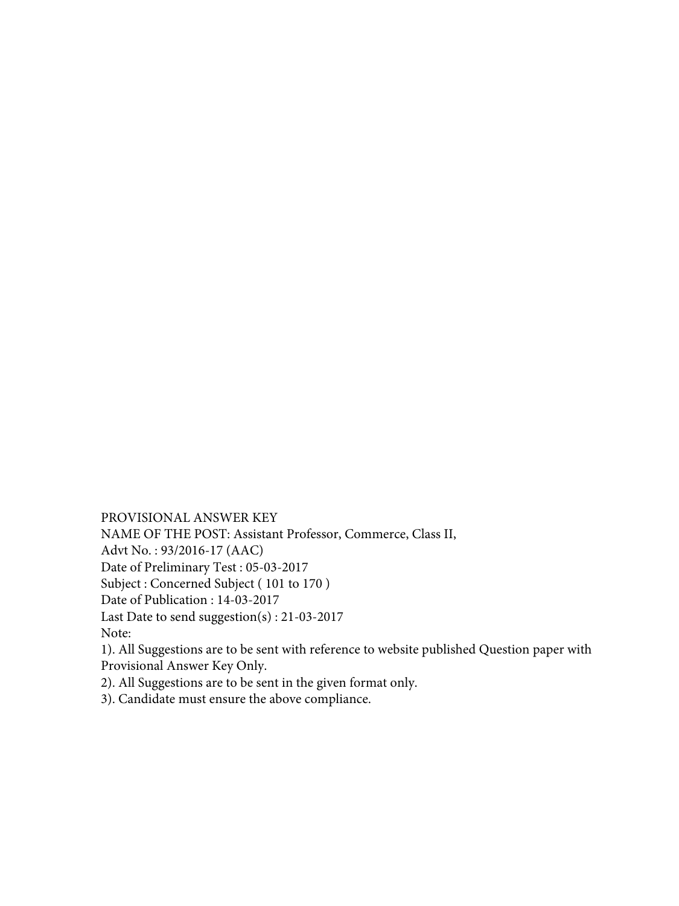PROVISIONAL ANSWER KEY

NAME OF THE POST: Assistant Professor, Commerce, Class II,

Advt No. : 93/2016-17 (AAC)

Date of Preliminary Test : 05-03-2017

Subject : Concerned Subject ( 101 to 170 )

Date of Publication : 14-03-2017

Last Date to send suggestion(s) : 21-03-2017

Note:

1). All Suggestions are to be sent with reference to website published Question paper with Provisional Answer Key Only.

2). All Suggestions are to be sent in the given format only.

3). Candidate must ensure the above compliance.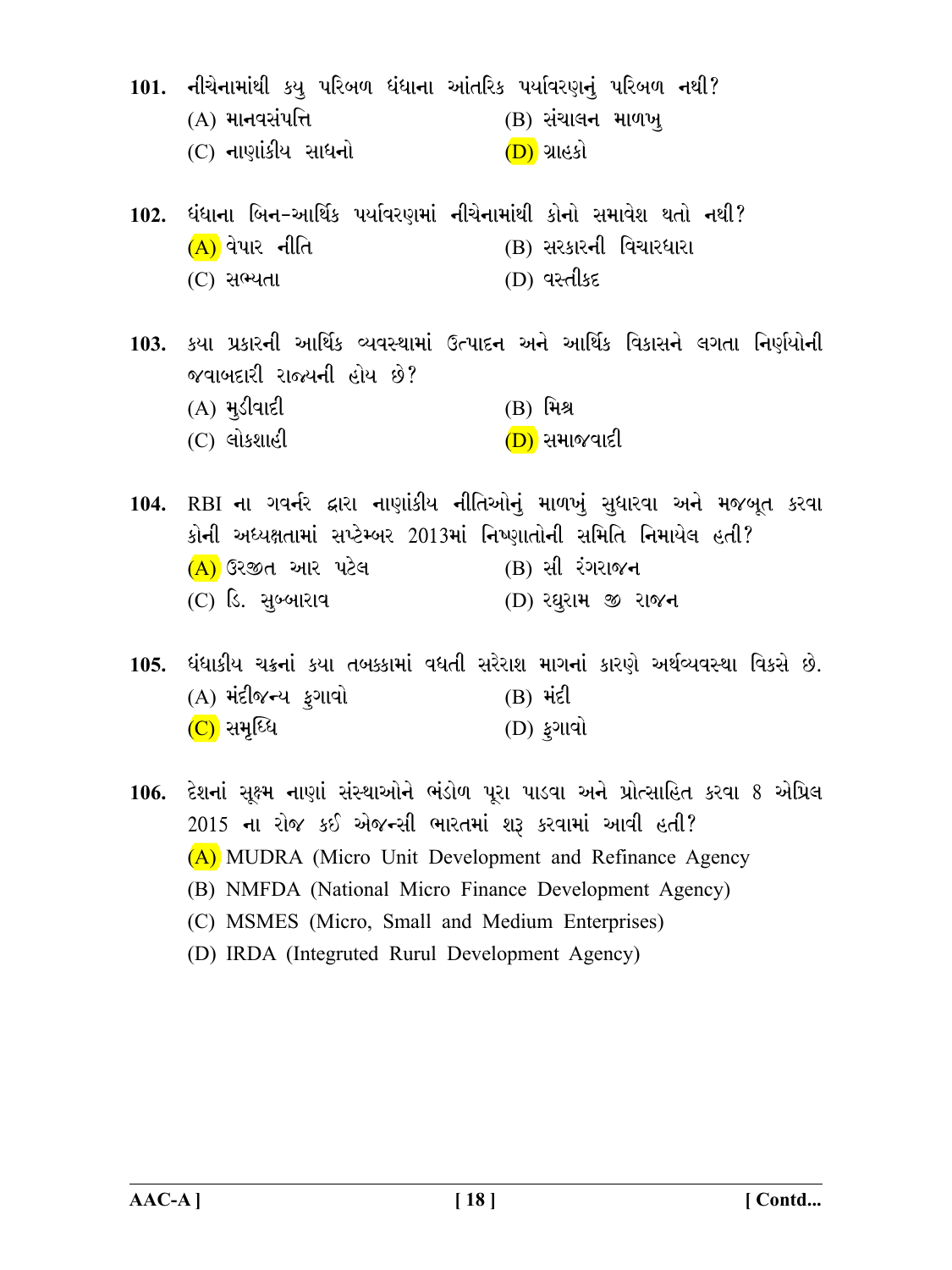**101.** નીચેનામાંથી કયુ પરિબળ ધંધાના આંતરિક પર્યાવરણનું પરિબળ નથી?

(A) માનવસંપત્તિ

(B) સંચાલન માળખુ

(C) નાણાંકીય સાધનો

(D) ગ્રાહકો

**102.** ધંધાના બિન-આર્થિક પર્યાવરણમાં નીચેનામાંથી કોનો સમાવેશ થતો નથી?

(A) વેપાર નીતિ

(B) સરકારની વિચારધારા

(C) સભ્યતા

(D) વસ્તીકદ

**103.** કયા પ્રકારની આર્થિક વ્યવસ્થામાં ઉત્પાદન અને આર્થિક વિકાસને લગતા નિર્ણયોની જવાબદારી રાજ્યની હોય છે?

(A) મુડીવાદી

(B) મિશ્ર

(C) લોકશાહી

(D) સમાજવાદી

**104.** RBI ના ગવર્નર દ્વારા નાણાંકીય નીતિઓનું માળખું સુધારવા અને મજબૂત કરવા કોની અધ્યક્ષતામાં સપ્ટેમ્બર 2013માં નિષ્ણાતોની સમિતિ નિમાયેલ હતી?

(A) ઉરજીત આર પટેલ

(B) સી રંગરાજન

(C) ડિ. સુબ્બારાવ

(D) રઘુરામ જી રાજન

**105.** ધંધાકીય ચક્રનાં કયા તબક્કામાં વધતી સરેરાશ માગનાં કારણે અર્થવ્યવસ્થા વિકસે છે.

(A) મંદીજન્ય ફુગાવો

(B) મંદી

(C) સમૃધ્ધિ

(D) ફુગાવો

**106.** દેશનાં સૂક્ષ્મ નાણાં સંસ્થાઓને ભંડોળ પૂરા પાડવા અને પ્રોત્સાહિત કરવા 8 એપ્રિલ 2015 ના રોજ કઈ એજન્સી ભારતમાં શરૂ કરવામાં આવી હતી?

(A) MUDRA (Micro Unit Development and Refinance Agency

(B) NMFDA (National Micro Finance Development Agency)

(C) MSMES (Micro, Small and Medium Enterprises)

(D) IRDA (Integruted Rurul Development Agency)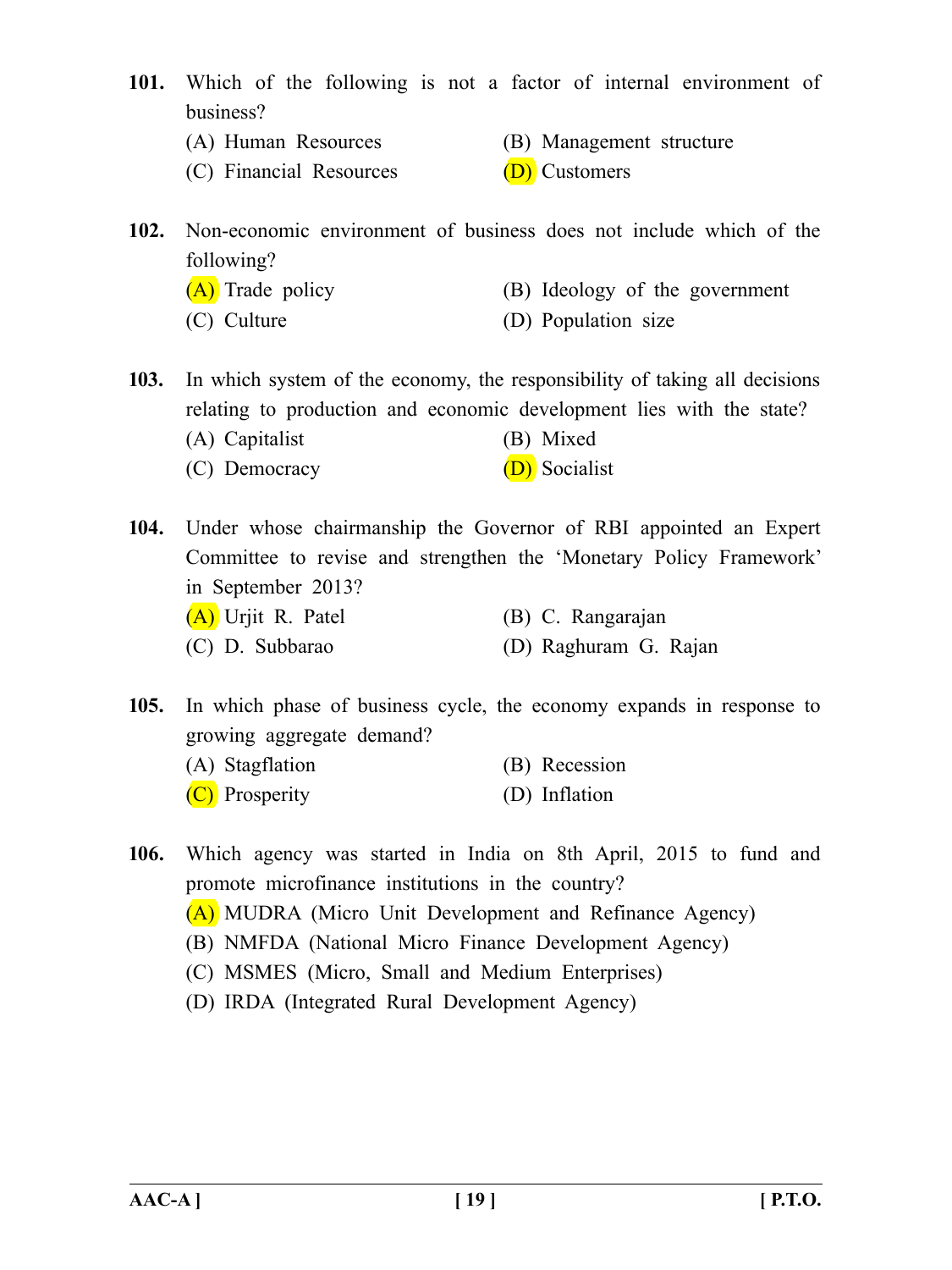**101.** Which of the following is not a factor of internal environment of business?

(A) Human Resources
(B) Management structure
(C) Financial Resources
(D) Customers

**102.** Non-economic environment of business does not include which of the following?

(A) Trade policy
(B) Ideology of the government
(C) Culture
(D) Population size

**103.** In which system of the economy, the responsibility of taking all decisions relating to production and economic development lies with the state?

(A) Capitalist
(B) Mixed
(C) Democracy
(D) Socialist

**104.** Under whose chairmanship the Governor of RBI appointed an Expert Committee to revise and strengthen the 'Monetary Policy Framework' in September 2013?

(A) Urjit R. Patel
(B) C. Rangarajan
(C) D. Subbarao
(D) Raghuram G. Rajan

**105.** In which phase of business cycle, the economy expands in response to growing aggregate demand?

(A) Stagflation
(B) Recession
(C) Prosperity
(D) Inflation

**106.** Which agency was started in India on 8th April, 2015 to fund and promote microfinance institutions in the country?

(A) MUDRA (Micro Unit Development and Refinance Agency)
(B) NMFDA (National Micro Finance Development Agency)
(C) MSMES (Micro, Small and Medium Enterprises)
(D) IRDA (Integrated Rural Development Agency)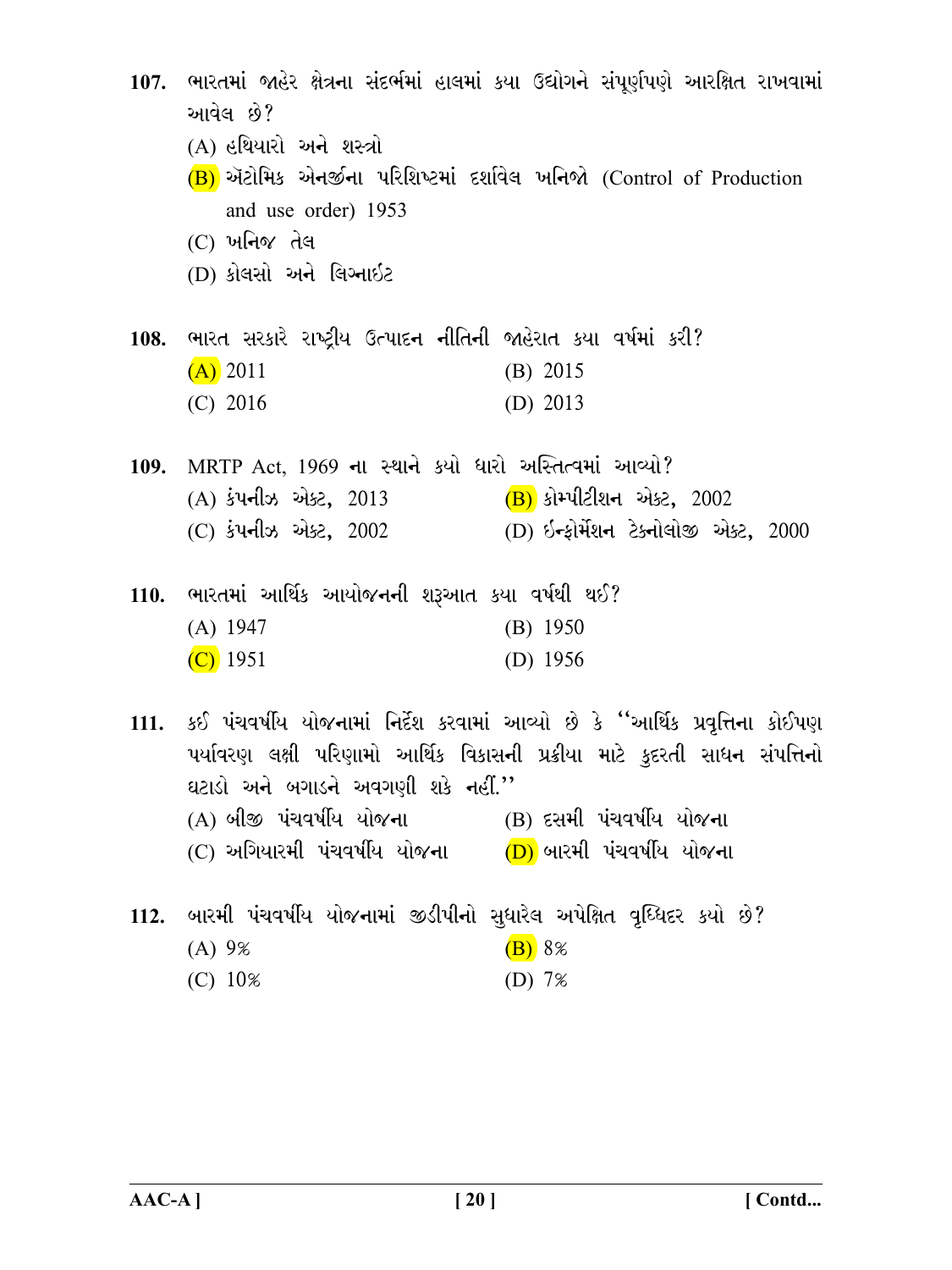107. ભારતમાં જાહેર ક્ષેત્રના સંદર્ભમાં હાલમાં કયા ઉદ્યોગને સંપૂર્ણપણે આરક્ષિત રાખવામાં આવેલ છે?

(A) હથિયારો અને શસ્ત્રો

(B) ઍટોમિક એનર્જીના પરિશિષ્ટમાં દર્શાવેલ ખનિજો (Control of Production and use order) 1953

(C) ખનિજ તેલ

(D) કોલસો અને લિગ્નાઈટ

108. ભારત સરકારે રાષ્ટ્રીય ઉત્પાદન નીતિની જાહેરાત કયા વર્ષમાં કરી?

(A) 2011

(B) 2015

(C) 2016

(D) 2013

109. MRTP Act, 1969 ના સ્થાને કયો ધારો અસ્તિત્વમાં આવ્યો?

(A) કંપનીઝ એક્ટ, 2013

(B) કોમ્પીટીશન એક્ટ, 2002

(C) કંપનીઝ એક્ટ, 2002

(D) ઈન્ફોર્મેશન ટેક્નોલોજી એક્ટ, 2000

110. ભારતમાં આર્થિક આયોજનની શરૂઆત કયા વર્ષથી થઈ?

(A) 1947

(B) 1950

(C) 1951

(D) 1956

111. કઈ પંચવર્ષીય યોજનામાં નિર્દેશ કરવામાં આવ્યો છે કે "આર્થિક પ્રવૃત્તિના કોઈપણ પર્યાવરણ લક્ષી પરિણામો આર્થિક વિકાસની પ્રક્રીયા માટે કુદરતી સાધન સંપત્તિનો ઘટાડો અને બગાડને અવગણી શકે નહીં."

(A) બીજી પંચવર્ષિય યોજના

(B) દસમી પંચવર્ષિય યોજના

(C) અગિયારમી પંચવર્ષીય યોજના

(D) બારમી પંચવર્ષિય યોજના

112. બારમી પંચવર્ષીય યોજનામાં જીડીપીનો સુધારેલ અપેક્ષિત વૃધ્ધિદર કયો છે?

(A) 9%

(B) 8%

(C) 10%

(D) 7%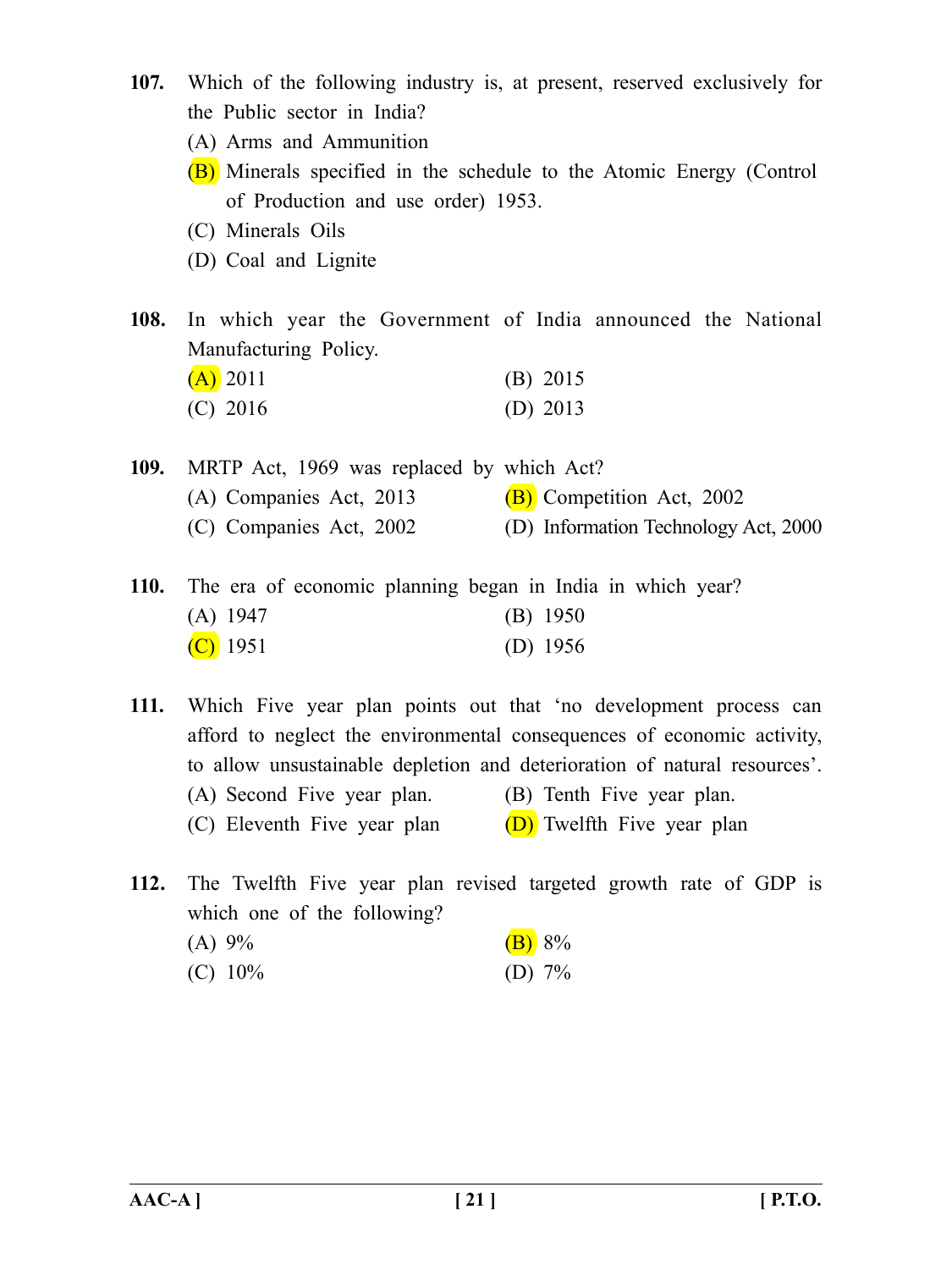**107.** Which of the following industry is, at present, reserved exclusively for the Public sector in India?

(A) Arms and Ammunition

(B) Minerals specified in the schedule to the Atomic Energy (Control of Production and use order) 1953.

(C) Minerals Oils

(D) Coal and Lignite

**108.** In which year the Government of India announced the National Manufacturing Policy.

(A) 2011　　　(B) 2015

(C) 2016　　　(D) 2013

**109.** MRTP Act, 1969 was replaced by which Act?

(A) Companies Act, 2013　　　(B) Competition Act, 2002

(C) Companies Act, 2002　　　(D) Information Technology Act, 2000

**110.** The era of economic planning began in India in which year?

(A) 1947　　　(B) 1950

(C) 1951　　　(D) 1956

**111.** Which Five year plan points out that 'no development process can afford to neglect the environmental consequences of economic activity, to allow unsustainable depletion and deterioration of natural resources'.

(A) Second Five year plan.　　　(B) Tenth Five year plan.

(C) Eleventh Five year plan　　　(D) Twelfth Five year plan

**112.** The Twelfth Five year plan revised targeted growth rate of GDP is which one of the following?

(A) 9%　　　(B) 8%

(C) 10%　　　(D) 7%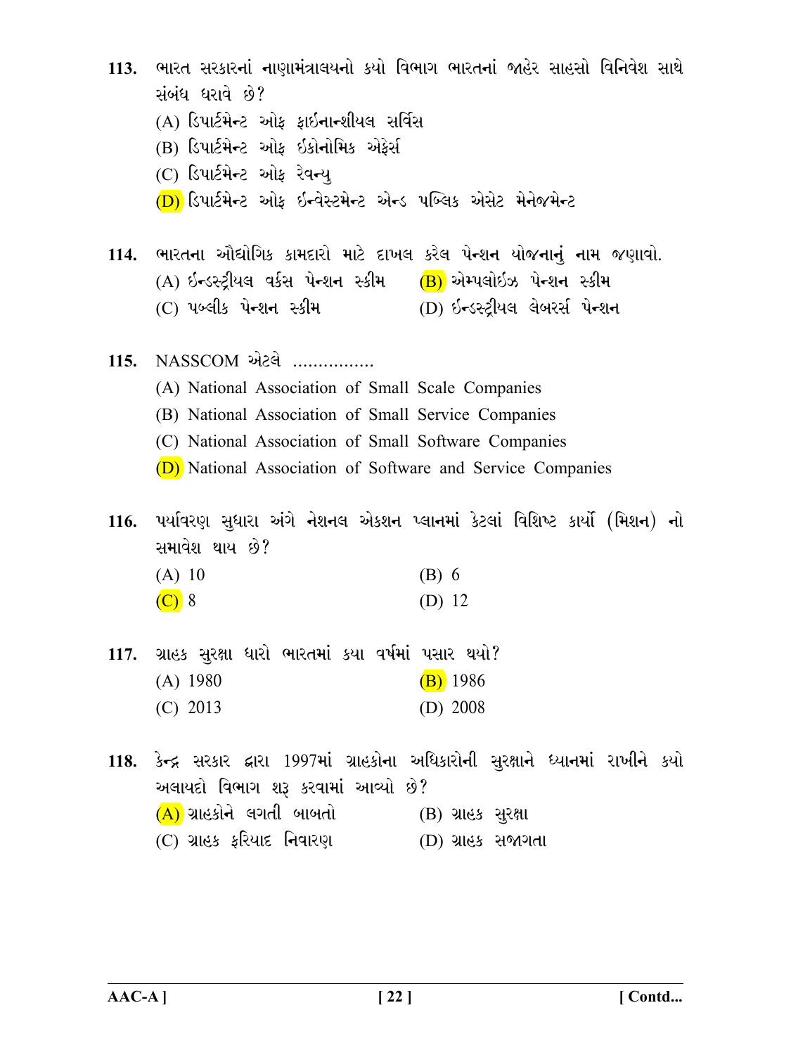**113.** ભારત સરકારનાં નાણામંત્રાલયનો કયો વિભાગ ભારતનાં જાહેર સાહસો વિનિવેશ સાથે સંબંધ ધરાવે છે?

(A) ડિપાર્ટમેન્ટ ઓફ ફાઈનાન્શીયલ સર્વિસ

(B) ડિપાર્ટમેન્ટ ઓફ ઈકોનોમિક એફેર્સ

(C) ડિપાર્ટમેન્ટ ઓફ રેવન્યુ

(D) ડિપાર્ટમેન્ટ ઓફ ઈન્વેસ્ટમેન્ટ એન્ડ પબ્લિક એસેટ મેનેજમેન્ટ

**114.** ભારતના ઔદ્યોગિક કામદારો માટે દાખલ કરેલ પેન્શન યોજનાનું નામ જણાવો.

(A) ઈન્ડસ્ટ્રીયલ વર્કસ પેન્શન સ્કીમ

(B) એમ્પલોઈઝ પેન્શન સ્કીમ

(C) પબ્લીક પેન્શન સ્કીમ

(D) ઈન્ડસ્ટ્રીયલ લેબરર્સ પેન્શન

**115.** NASSCOM એટલે ................

(A) National Association of Small Scale Companies

(B) National Association of Small Service Companies

(C) National Association of Small Software Companies

(D) National Association of Software and Service Companies

**116.** પર્યાવરણ સુધારા અંગે નેશનલ એકશન પ્લાનમાં કેટલાં વિશિષ્ટ કાર્યો (મિશન) નો સમાવેશ થાય છે?

(A) 10

(B) 6

(C) 8

(D) 12

**117.** ગ્રાહક સુરક્ષા ધારો ભારતમાં કયા વર્ષમાં પસાર થયો?

(A) 1980

(B) 1986

(C) 2013

(D) 2008

**118.** કેન્દ્ર સરકાર દ્વારા 1997માં ગ્રાહકોના અધિકારોની સુરક્ષાને ધ્યાનમાં રાખીને કયો અલાયદો વિભાગ શરૂ કરવામાં આવ્યો છે?

(A) ગ્રાહકોને લગતી બાબતો

(B) ગ્રાહક સુરક્ષા

(C) ગ્રાહક ફરિયાદ નિવારણ

(D) ગ્રાહક સજાગતા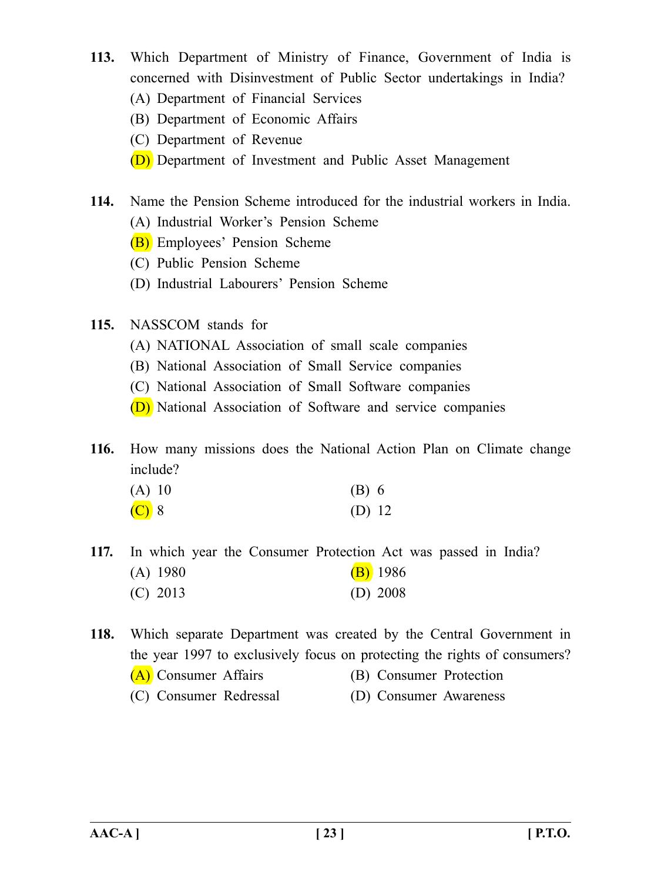**113.** Which Department of Ministry of Finance, Government of India is concerned with Disinvestment of Public Sector undertakings in India?

(A) Department of Financial Services

(B) Department of Economic Affairs

(C) Department of Revenue

(D) Department of Investment and Public Asset Management

**114.** Name the Pension Scheme introduced for the industrial workers in India.

(A) Industrial Worker's Pension Scheme

(B) Employees' Pension Scheme

(C) Public Pension Scheme

(D) Industrial Labourers' Pension Scheme

**115.** NASSCOM stands for

(A) NATIONAL Association of small scale companies

(B) National Association of Small Service companies

(C) National Association of Small Software companies

(D) National Association of Software and service companies

**116.** How many missions does the National Action Plan on Climate change include?

(A) 10

(B) 6

(C) 8

(D) 12

**117.** In which year the Consumer Protection Act was passed in India?

(A) 1980

(B) 1986

(C) 2013

(D) 2008

**118.** Which separate Department was created by the Central Government in the year 1997 to exclusively focus on protecting the rights of consumers?

(A) Consumer Affairs

(B) Consumer Protection

(C) Consumer Redressal

(D) Consumer Awareness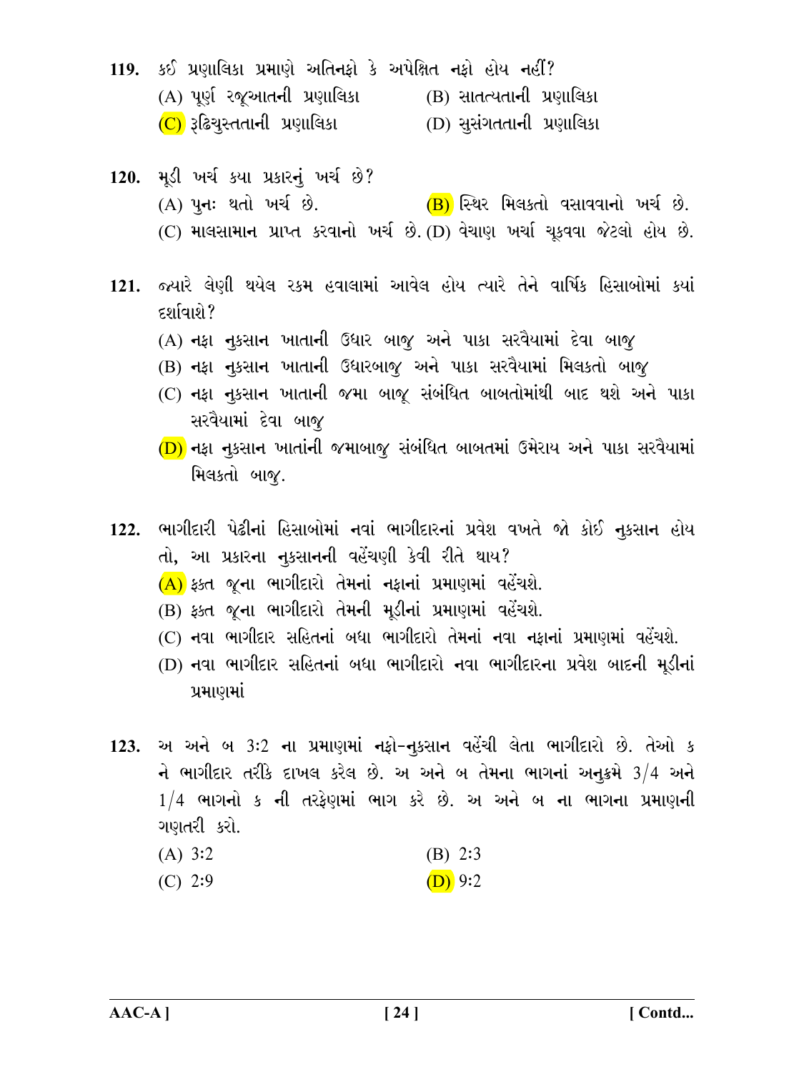**119.** કઈ પ્રણાલિકા પ્રમાણે અતિનફો કે અપેક્ષિત નફો હોય નહીં?

(A) પૂર્ણ રજૂઆતની પ્રણાલિકા (B) સાતત્યતાની પ્રણાલિકા

(C) રૂઢિચુસ્તતાની પ્રણાલિકા (D) સુસંગતતાની પ્રણાલિકા

**120.** મૂડી ખર્ચ કયા પ્રકારનું ખર્ચ છે?

(A) પુનઃ થતો ખર્ચ છે. (B) સ્થિર મિલકતો વસાવવાનો ખર્ચ છે.

(C) માલસામાન પ્રાપ્ત કરવાનો ખર્ચ છે. (D) વેચાણ ખર્ચા ચૂકવવા જેટલો હોય છે.

**121.** જ્યારે લેણી થયેલ રકમ હવાલામાં આવેલ હોય ત્યારે તેને વાર્ષિક હિસાબોમાં કયાં દર્શાવાશે?

(A) નફા નુકસાન ખાતાની ઉધાર બાજુ અને પાકા સરવૈયામાં દેવા બાજુ

(B) નફા નુકસાન ખાતાની ઉધારબાજુ અને પાકા સરવૈયામાં મિલકતો બાજુ

(C) નફા નુકસાન ખાતાની જમા બાજૂ સંબંધિત બાબતોમાંથી બાદ થશે અને પાકા સરવૈયામાં દેવા બાજુ

(D) નફા નુકસાન ખાતાંની જમાબાજુ સંબંધિત બાબતમાં ઉમેરાય અને પાકા સરવૈયામાં મિલકતો બાજુ.

**122.** ભાગીદારી પેઢીનાં હિસાબોમાં નવાં ભાગીદારનાં પ્રવેશ વખતે જો કોઈ નુકસાન હોય તો, આ પ્રકારના નુકસાનની વહેંચણી કેવી રીતે થાય?

(A) ફક્ત જૂના ભાગીદારો તેમનાં નફાનાં પ્રમાણમાં વહેંચશે.

(B) ફક્ત જૂના ભાગીદારો તેમની મૂડીનાં પ્રમાણમાં વહેંચશે.

(C) નવા ભાગીદાર સહિતનાં બધા ભાગીદારો તેમનાં નવા નફાનાં પ્રમાણમાં વહેંચશે.

(D) નવા ભાગીદાર સહિતનાં બધા ભાગીદારો નવા ભાગીદારના પ્રવેશ બાદની મૂડીનાં પ્રમાણમાં

**123.** અ અને બ 3:2 ના પ્રમાણમાં નફો-નુકસાન વહેંચી લેતા ભાગીદારો છે. તેઓ ક ને ભાગીદાર તરીકે દાખલ કરેલ છે. અ અને બ તેમના ભાગનાં અનુક્રમે $3/4$ અને $1/4$ ભાગનો ક ની તરફેણમાં ભાગ કરે છે. અ અને બ ના ભાગના પ્રમાણની ગણતરી કરો.

(A) 3:2 (B) 2:3

(C) 2:9 (D) 9:2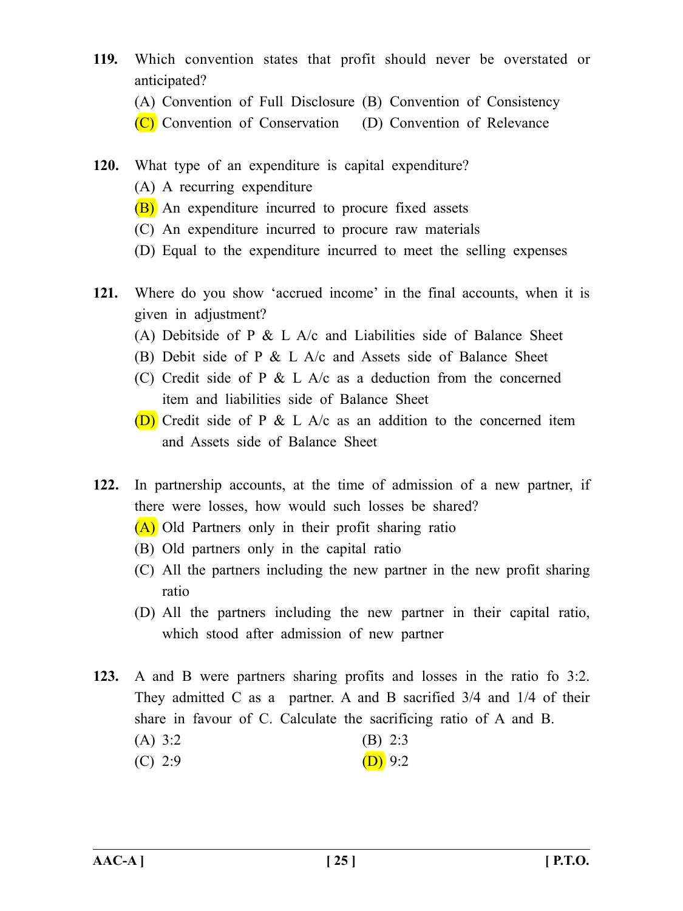**119.** Which convention states that profit should never be overstated or anticipated?

(A) Convention of Full Disclosure (B) Convention of Consistency

(C) Convention of Conservation (D) Convention of Relevance

**120.** What type of an expenditure is capital expenditure?

(A) A recurring expenditure

(B) An expenditure incurred to procure fixed assets

(C) An expenditure incurred to procure raw materials

(D) Equal to the expenditure incurred to meet the selling expenses

**121.** Where do you show 'accrued income' in the final accounts, when it is given in adjustment?

(A) Debitside of P & L A/c and Liabilities side of Balance Sheet

(B) Debit side of P & L A/c and Assets side of Balance Sheet

(C) Credit side of P & L A/c as a deduction from the concerned item and liabilities side of Balance Sheet

(D) Credit side of P & L A/c as an addition to the concerned item and Assets side of Balance Sheet

**122.** In partnership accounts, at the time of admission of a new partner, if there were losses, how would such losses be shared?

(A) Old Partners only in their profit sharing ratio

(B) Old partners only in the capital ratio

(C) All the partners including the new partner in the new profit sharing ratio

(D) All the partners including the new partner in their capital ratio, which stood after admission of new partner

**123.** A and B were partners sharing profits and losses in the ratio fo 3:2. They admitted C as a partner. A and B sacrified 3/4 and 1/4 of their share in favour of C. Calculate the sacrificing ratio of A and B.

(A) 3:2 (B) 2:3

(C) 2:9 (D) 9:2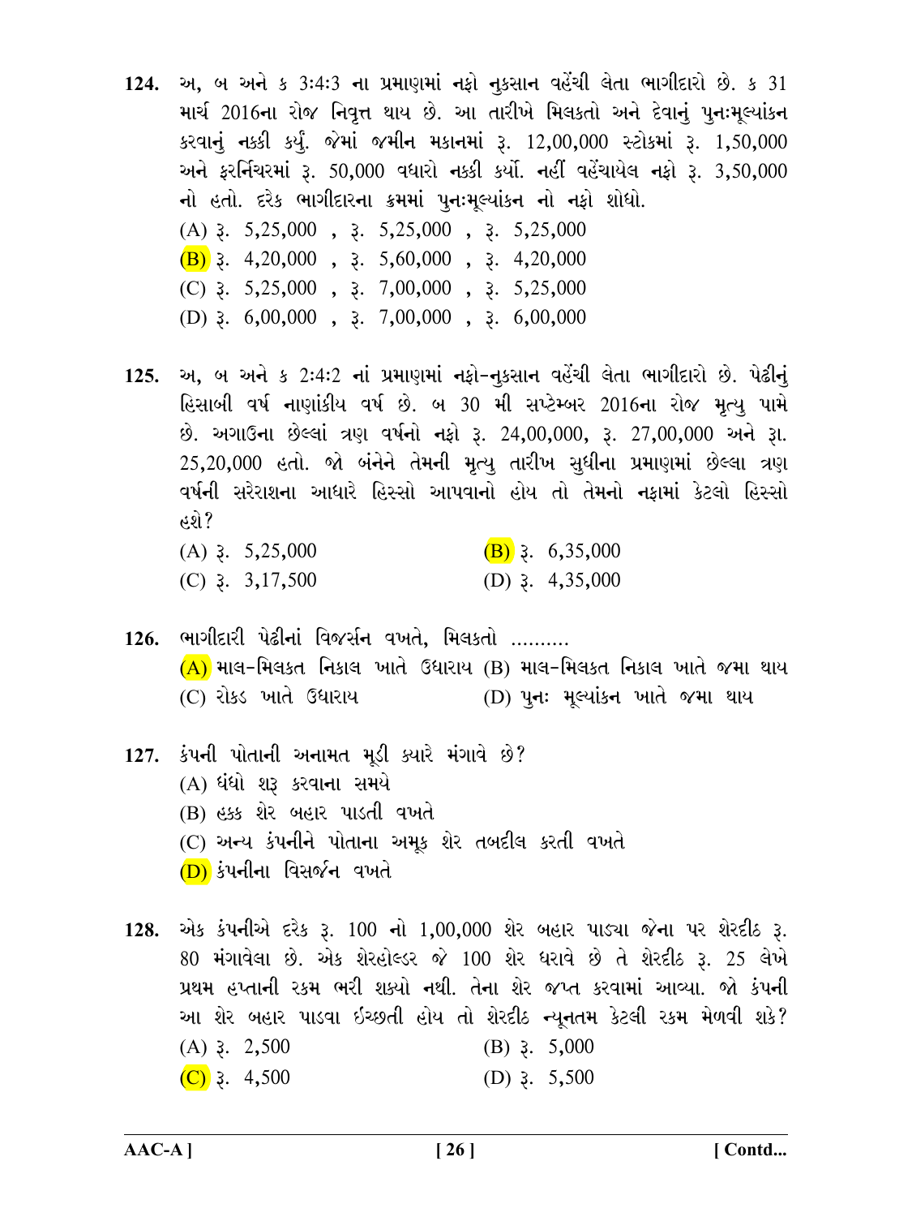**124.** અ, બ અને ક 3:4:3 ના પ્રમાણમાં નફો નુકસાન વહેંચી લેતા ભાગીદારો છે. ક 31 માર્ચ 2016ના રોજ નિવૃત્ત થાય છે. આ તારીખે મિલકતો અને દેવાનું પુનઃમૂલ્યાંકન કરવાનું નક્કી કર્યું. જેમાં જમીન મકાનમાં રૂ. 12,00,000 સ્ટોકમાં રૂ. 1,50,000 અને ફર્નિચરમાં રૂ. 50,000 વધારો નક્કી કર્યો. નહીં વહેંચાયેલ નફો રૂ. 3,50,000 નો હતો. દરેક ભાગીદારના ક્રમમાં પુનઃમૂલ્યાંકન નો નફો શોધો.

(A) રૂ. 5,25,000 , રૂ. 5,25,000 , રૂ. 5,25,000

(B) રૂ. 4,20,000 , રૂ. 5,60,000 , રૂ. 4,20,000

(C) રૂ. 5,25,000 , રૂ. 7,00,000 , રૂ. 5,25,000

(D) રૂ. 6,00,000 , રૂ. 7,00,000 , રૂ. 6,00,000

**125.** અ, બ અને ક 2:4:2 નાં પ્રમાણમાં નફો-નુકસાન વહેંચી લેતા ભાગીદારો છે. પેઢીનું હિસાબી વર્ષ નાણાંકીય વર્ષ છે. બ 30 મી સપ્ટેમ્બર 2016ના રોજ મૃત્યુ પામે છે. અગાઉના છેલ્લાં ત્રણ વર્ષનો નફો રૂ. 24,00,000, રૂ. 27,00,000 અને રૂા. 25,20,000 હતો. જો બંનેને તેમની મૃત્યુ તારીખ સુધીના પ્રમાણમાં છેલ્લા ત્રણ વર્ષની સરેરાશના આધારે હિસ્સો આપવાનો હોય તો તેમનો નફામાં કેટલો હિસ્સો હશે?

(A) રૂ. 5,25,000

(B) રૂ. 6,35,000

(C) રૂ. 3,17,500

(D) રૂ. 4,35,000

**126.** ભાગીદારી પેઢીનાં વિજર્સન વખતે, મિલકતો .........

(A) માલ-મિલકત નિકાલ ખાતે ઉધારાય

(B) માલ-મિલકત નિકાલ ખાતે જમા થાય

(C) રોકડ ખાતે ઉધારાય

(D) પુનઃ મૂલ્યાંકન ખાતે જમા થાય

**127.** કંપની પોતાની અનામત મૂડી ક્યારે મંગાવે છે?

(A) ધંધો શરૂ કરવાના સમયે

(B) હક્ક શેર બહાર પાડતી વખતે

(C) અન્ય કંપનીને પોતાના અમૂક શેર તબદીલ કરતી વખતે

(D) કંપનીના વિસર્જન વખતે

**128.** એક કંપનીએ દરેક રૂ. 100 નો 1,00,000 શેર બહાર પાડ્યા જેના પર શેરદીઠ રૂ. 80 મંગાવેલા છે. એક શેરહોલ્ડર જે 100 શેર ધરાવે છે તે શેરદીઠ રૂ. 25 લેખે પ્રથમ હપ્તાની રકમ ભરી શક્યો નથી. તેના શેર જપ્ત કરવામાં આવ્યા. જો કંપની આ શેર બહાર પાડવા ઈચ્છતી હોય તો શેરદીઠ ન્યૂનતમ કેટલી રકમ મેળવી શકે?

(A) રૂ. 2,500

(B) રૂ. 5,000

(C) રૂ. 4,500

(D) રૂ. 5,500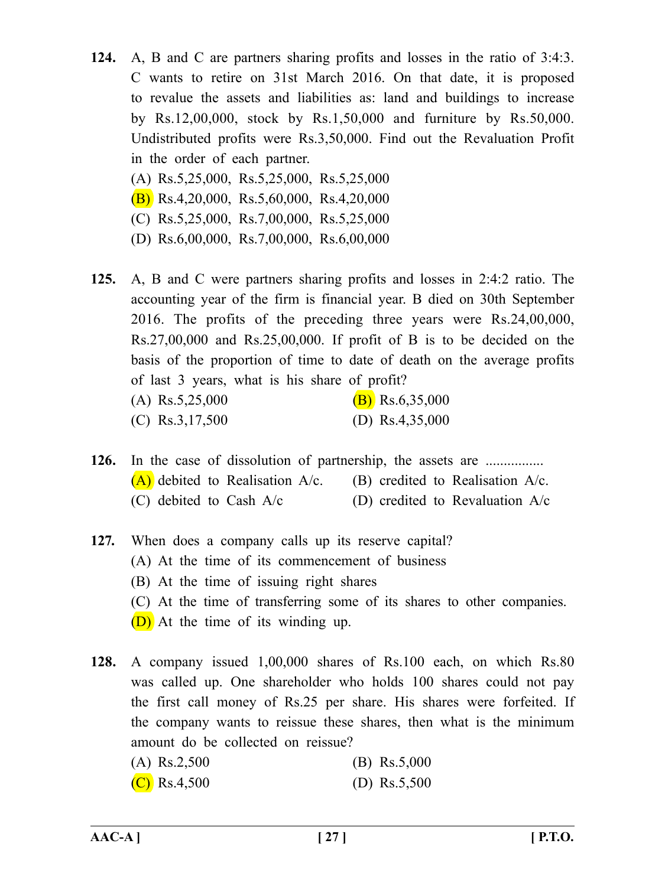**124.** A, B and C are partners sharing profits and losses in the ratio of 3:4:3. C wants to retire on 31st March 2016. On that date, it is proposed to revalue the assets and liabilities as: land and buildings to increase by Rs.12,00,000, stock by Rs.1,50,000 and furniture by Rs.50,000. Undistributed profits were Rs.3,50,000. Find out the Revaluation Profit in the order of each partner.

(A) Rs.5,25,000, Rs.5,25,000, Rs.5,25,000

(B) Rs.4,20,000, Rs.5,60,000, Rs.4,20,000

(C) Rs.5,25,000, Rs.7,00,000, Rs.5,25,000

(D) Rs.6,00,000, Rs.7,00,000, Rs.6,00,000

**125.** A, B and C were partners sharing profits and losses in 2:4:2 ratio. The accounting year of the firm is financial year. B died on 30th September 2016. The profits of the preceding three years were Rs.24,00,000, Rs.27,00,000 and Rs.25,00,000. If profit of B is to be decided on the basis of the proportion of time to date of death on the average profits of last 3 years, what is his share of profit?

(A) Rs.5,25,000
(B) Rs.6,35,000
(C) Rs.3,17,500
(D) Rs.4,35,000

**126.** In the case of dissolution of partnership, the assets are ................

(A) debited to Realisation A/c.
(B) credited to Realisation A/c.
(C) debited to Cash A/c
(D) credited to Revaluation A/c

**127.** When does a company calls up its reserve capital?

(A) At the time of its commencement of business

(B) At the time of issuing right shares

(C) At the time of transferring some of its shares to other companies.

(D) At the time of its winding up.

**128.** A company issued 1,00,000 shares of Rs.100 each, on which Rs.80 was called up. One shareholder who holds 100 shares could not pay the first call money of Rs.25 per share. His shares were forfeited. If the company wants to reissue these shares, then what is the minimum amount do be collected on reissue?

(A) Rs.2,500
(B) Rs.5,000
(C) Rs.4,500
(D) Rs.5,500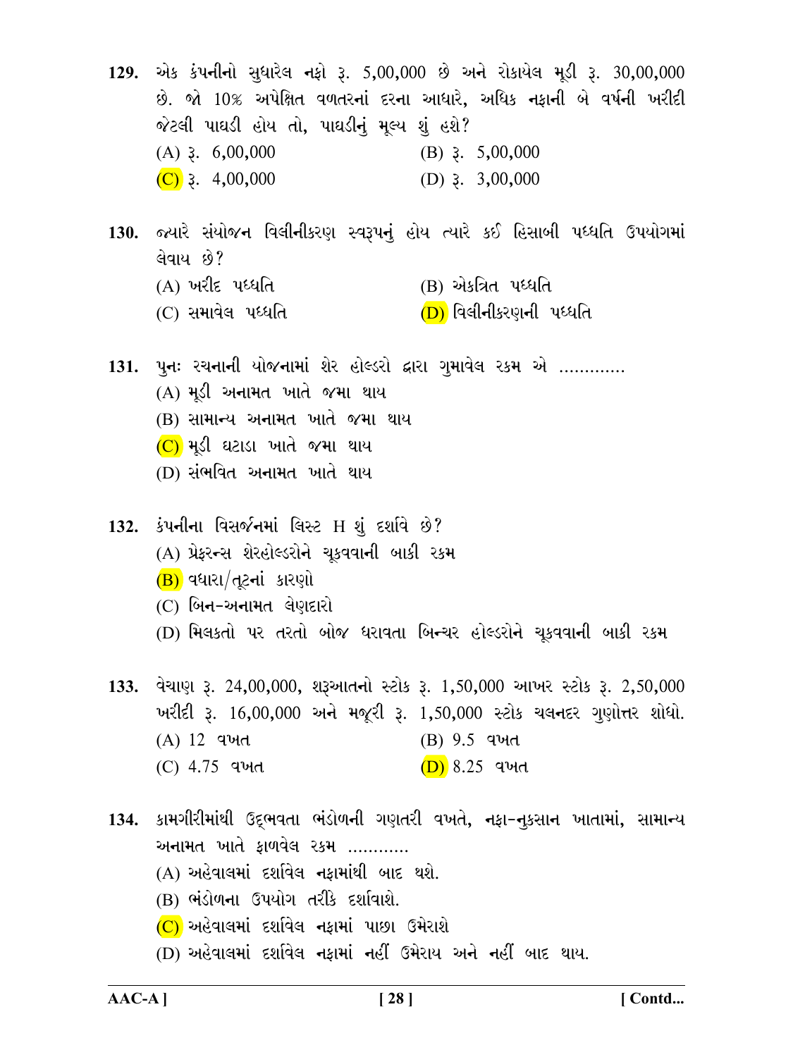**129.** એક કંપનીનો સુધારેલ નફો રૂ. 5,00,000 છે અને રોકાયેલ મૂડી રૂ. 30,00,000 છે. જો 10% અપેક્ષિત વળતરનાં દરના આધારે, અધિક નફાની બે વર્ષની ખરીદી જેટલી પાઘડી હોય તો, પાઘડીનું મૂલ્ય શું હશે?

(A) રૂ. 6,00,000 (B) રૂ. 5,00,000
(C) રૂ. 4,00,000 (D) રૂ. 3,00,000

**130.** જ્યારે સંયોજન વિલીનીકરણ સ્વરૂપનું હોય ત્યારે કઈ હિસાબી પધ્ધતિ ઉપયોગમાં લેવાય છે?

(A) ખરીદ પધ્ધતિ (B) એકત્રિત પધ્ધતિ
(C) સમાવેલ પધ્ધતિ (D) વિલીનીકરણની પધ્ધતિ

**131.** પુનઃ રચનાની યોજનામાં શેર હોલ્ડરો દ્વારા ગુમાવેલ રકમ એ ............

(A) મૂડી અનામત ખાતે જમા થાય
(B) સામાન્ય અનામત ખાતે જમા થાય
(C) મૂડી ઘટાડા ખાતે જમા થાય
(D) સંભવિત અનામત ખાતે થાય

**132.** કંપનીના વિસર્જનમાં લિસ્ટ H શું દર્શાવે છે?

(A) પ્રેફરન્સ શેરહોલ્ડરોને ચૂકવવાની બાકી રકમ
(B) વધારા/તૂટનાં કારણો
(C) બિન-અનામત લેણદારો
(D) મિલકતો પર તરતો બોજ ધરાવતા ડિબેન્ચર હોલ્ડરોને ચૂકવવાની બાકી રકમ

**133.** વેચાણ રૂ. 24,00,000, શરૂઆતનો સ્ટોક રૂ. 1,50,000 આખર સ્ટોક રૂ. 2,50,000 ખરીદી રૂ. 16,00,000 અને મજૂરી રૂ. 1,50,000 સ્ટોક ચલનદર ગુણોત્તર શોધો.

(A) 12 વખત (B) 9.5 વખત
(C) 4.75 વખત (D) 8.25 વખત

**134.** કામગીરીમાંથી ઉદ્‌ભવતા ભંડોળની ગણતરી વખતે, નફા-નુકસાન ખાતામાં, સામાન્ય અનામત ખાતે ફાળવેલ રકમ ............

(A) અહેવાલમાં દર્શાવેલ નફામાંથી બાદ થશે.
(B) ભંડોળના ઉપયોગ તરીકે દર્શાવાશે.
(C) અહેવાલમાં દર્શાવેલ નફામાં પાછા ઉમેરાશે
(D) અહેવાલમાં દર્શાવેલ નફામાં નહીં ઉમેરાય અને નહીં બાદ થાય.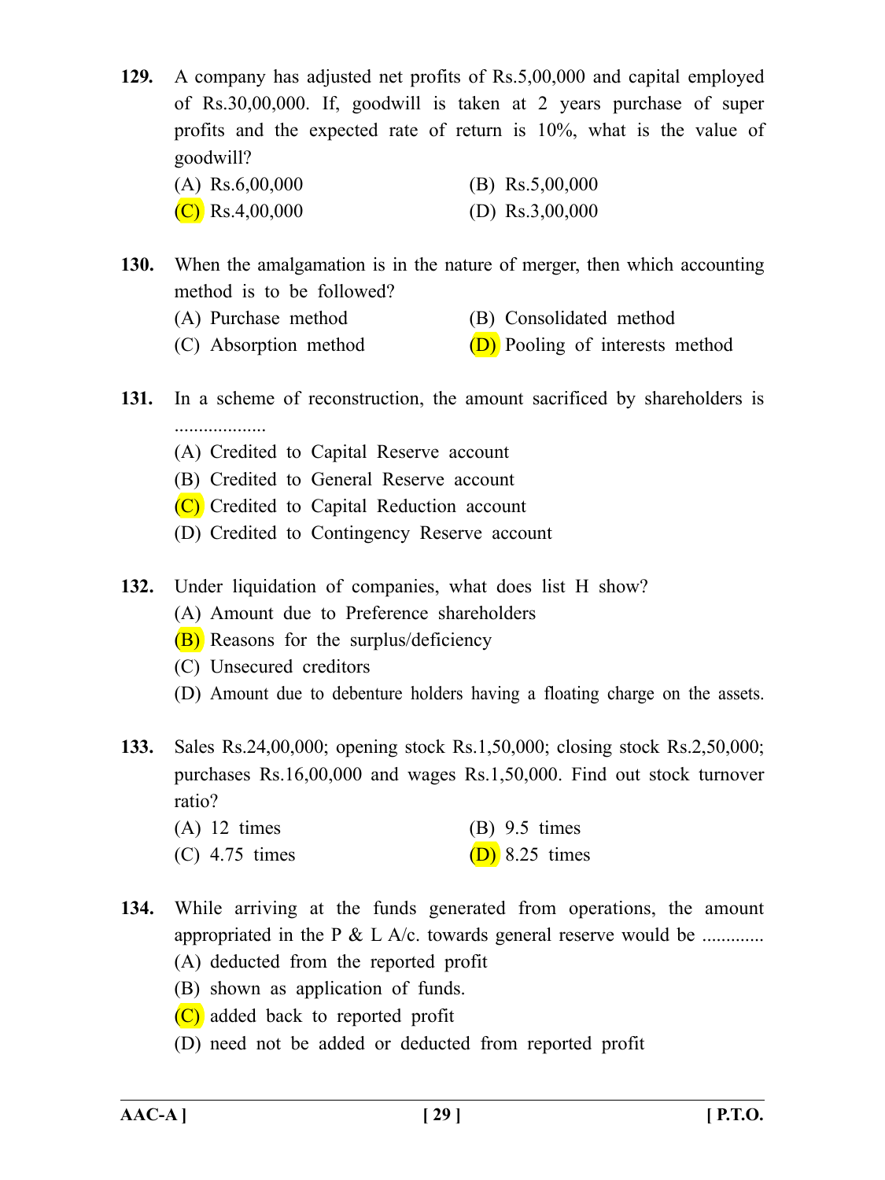**129.** A company has adjusted net profits of Rs.5,00,000 and capital employed of Rs.30,00,000. If, goodwill is taken at 2 years purchase of super profits and the expected rate of return is 10%, what is the value of goodwill?

(A) Rs.6,00,000
(B) Rs.5,00,000
(C) Rs.4,00,000
(D) Rs.3,00,000

**130.** When the amalgamation is in the nature of merger, then which accounting method is to be followed?

(A) Purchase method
(B) Consolidated method
(C) Absorption method
(D) Pooling of interests method

**131.** In a scheme of reconstruction, the amount sacrificed by shareholders is ...................

(A) Credited to Capital Reserve account
(B) Credited to General Reserve account
(C) Credited to Capital Reduction account
(D) Credited to Contingency Reserve account

**132.** Under liquidation of companies, what does list H show?

(A) Amount due to Preference shareholders
(B) Reasons for the surplus/deficiency
(C) Unsecured creditors
(D) Amount due to debenture holders having a floating charge on the assets.

**133.** Sales Rs.24,00,000; opening stock Rs.1,50,000; closing stock Rs.2,50,000; purchases Rs.16,00,000 and wages Rs.1,50,000. Find out stock turnover ratio?

(A) 12 times
(B) 9.5 times
(C) 4.75 times
(D) 8.25 times

**134.** While arriving at the funds generated from operations, the amount appropriated in the P & L A/c. towards general reserve would be .............

(A) deducted from the reported profit
(B) shown as application of funds.
(C) added back to reported profit
(D) need not be added or deducted from reported profit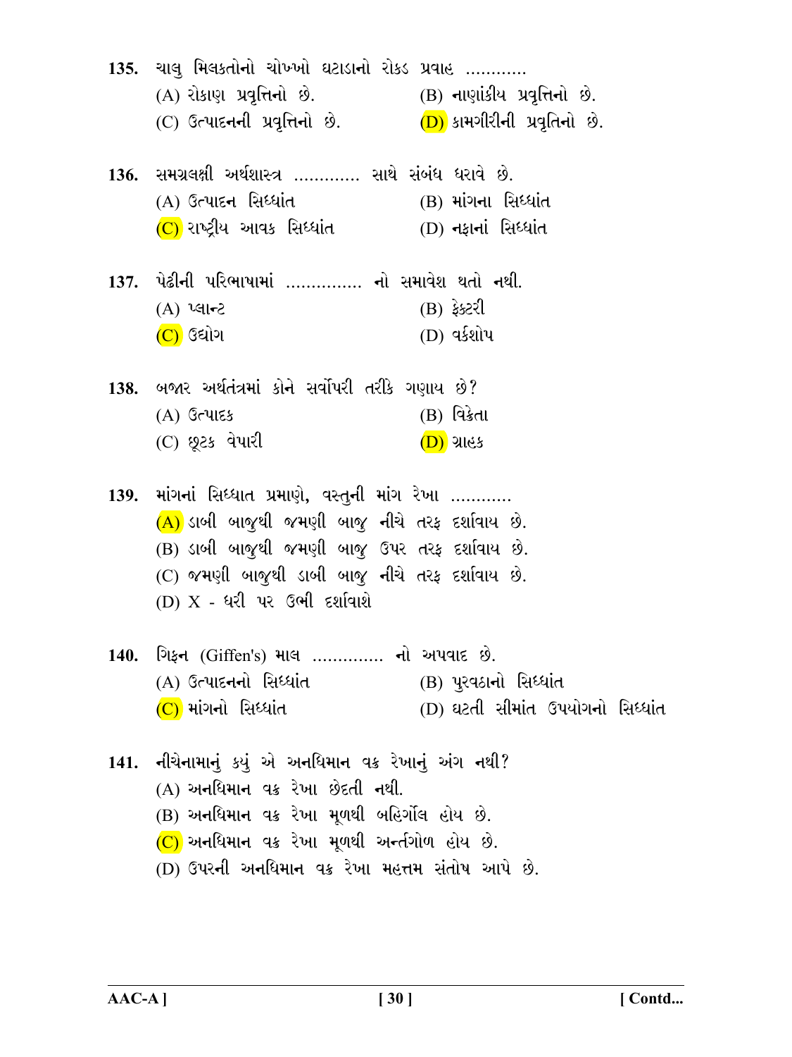135. ચાલુ મિલકતોનો ચોખ્ખો ઘટાડાનો રોકડ પ્રવાહ ............

(A) રોકાણ પ્રવૃત્તિનો છે.
(B) નાણાંકીય પ્રવૃત્તિનો છે.
(C) ઉત્પાદનની પ્રવૃત્તિનો છે.
(D) કામગીરીની પ્રવૃતિનો છે.

136. સમગ્રલક્ષી અર્થશાસ્ત્ર ............ સાથે સંબંધ ધરાવે છે.

(A) ઉત્પાદન સિધ્ધાંત
(B) માંગના સિધ્ધાંત
(C) રાષ્ટ્રીય આવક સિધ્ધાંત
(D) નફાનાં સિધ્ધાંત

137. પેઢીની પરિભાષામાં ............... નો સમાવેશ થતો નથી.

(A) પ્લાન્ટ
(B) ફેક્ટરી
(C) ઉદ્યોગ
(D) વર્કશોપ

138. બજાર અર્થતંત્રમાં કોને સર્વોપરી તરીકે ગણાય છે?

(A) ઉત્પાદક
(B) વિક્રેતા
(C) છૂટક વેપારી
(D) ગ્રાહક

139. માંગનાં સિધ્ધાત પ્રમાણે, વસ્તુની માંગ રેખા ...........

(A) ડાબી બાજુથી જમણી બાજુ નીચે તરફ દર્શાવાય છે.
(B) ડાબી બાજુથી જમણી બાજુ ઉપર તરફ દર્શાવાય છે.
(C) જમણી બાજુથી ડાબી બાજુ નીચે તરફ દર્શાવાય છે.
(D) X - ધરી પર ઉભી દર્શાવાશે

140. ગિફ્ન (Giffen's) માલ ............. નો અપવાદ છે.

(A) ઉત્પાદનનો સિધ્ધાંત
(B) પુરવઠાનો સિધ્ધાંત
(C) માંગનો સિધ્ધાંત
(D) ઘટતી સીમાંત ઉપયોગનો સિધ્ધાંત

141. નીચેનામાનું કયું એ અનધિમાન વક્ર રેખાનું અંગ નથી?

(A) અનધિમાન વક્ર રેખા છેદતી નથી.
(B) અનધિમાન વક્ર રેખા મૂળથી બહિર્ગોલ હોય છે.
(C) અનધિમાન વક્ર રેખા મૂળથી અન્તર્ગોળ હોય છે.
(D) ઉપરની અનધિમાન વક્ર રેખા મહત્તમ સંતોષ આપે છે.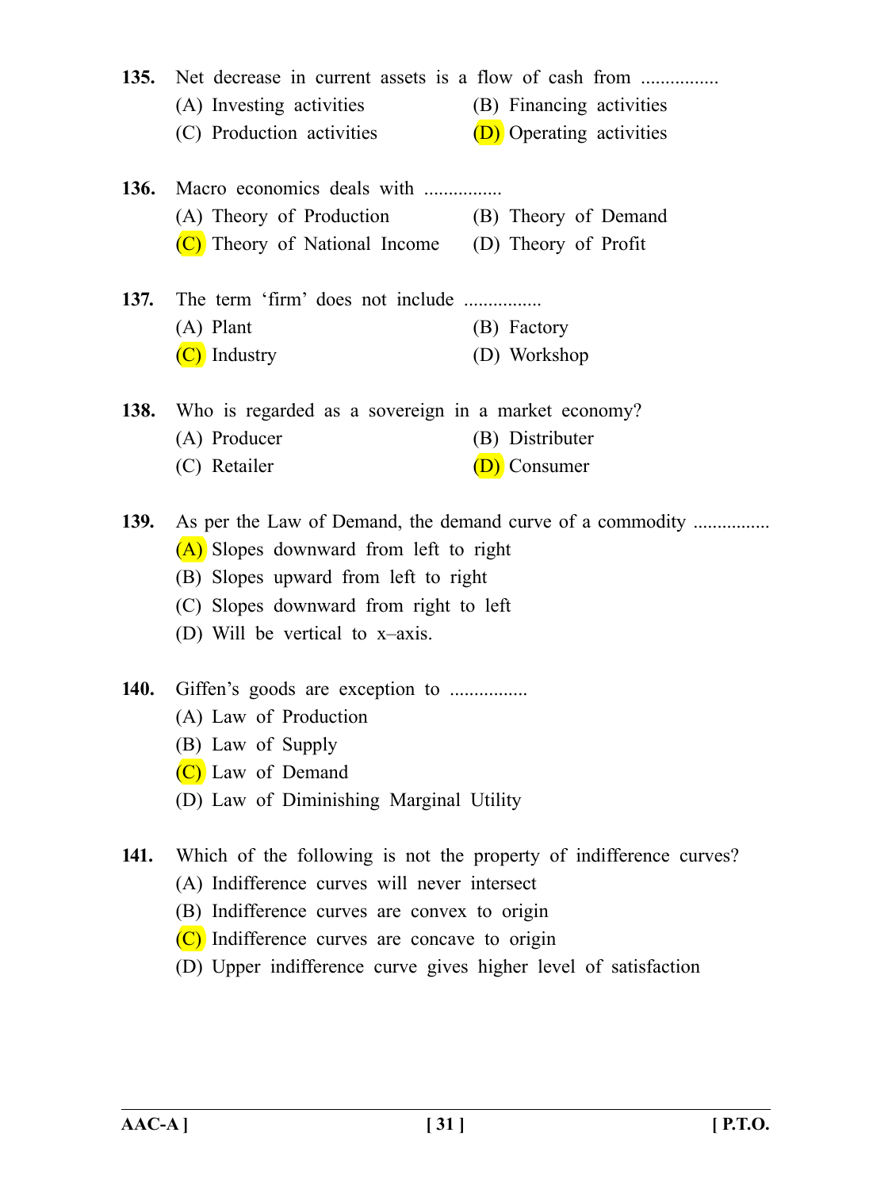**135.** Net decrease in current assets is a flow of cash from ................

(A) Investing activities
(B) Financing activities
(C) Production activities
(D) Operating activities

**136.** Macro economics deals with ................

(A) Theory of Production
(B) Theory of Demand
(C) Theory of National Income
(D) Theory of Profit

**137.** The term 'firm' does not include ................

(A) Plant
(B) Factory
(C) Industry
(D) Workshop

**138.** Who is regarded as a sovereign in a market economy?

(A) Producer
(B) Distributer
(C) Retailer
(D) Consumer

**139.** As per the Law of Demand, the demand curve of a commodity ................

(A) Slopes downward from left to right
(B) Slopes upward from left to right
(C) Slopes downward from right to left
(D) Will be vertical to x–axis.

**140.** Giffen's goods are exception to ................

(A) Law of Production
(B) Law of Supply
(C) Law of Demand
(D) Law of Diminishing Marginal Utility

**141.** Which of the following is not the property of indifference curves?

(A) Indifference curves will never intersect
(B) Indifference curves are convex to origin
(C) Indifference curves are concave to origin
(D) Upper indifference curve gives higher level of satisfaction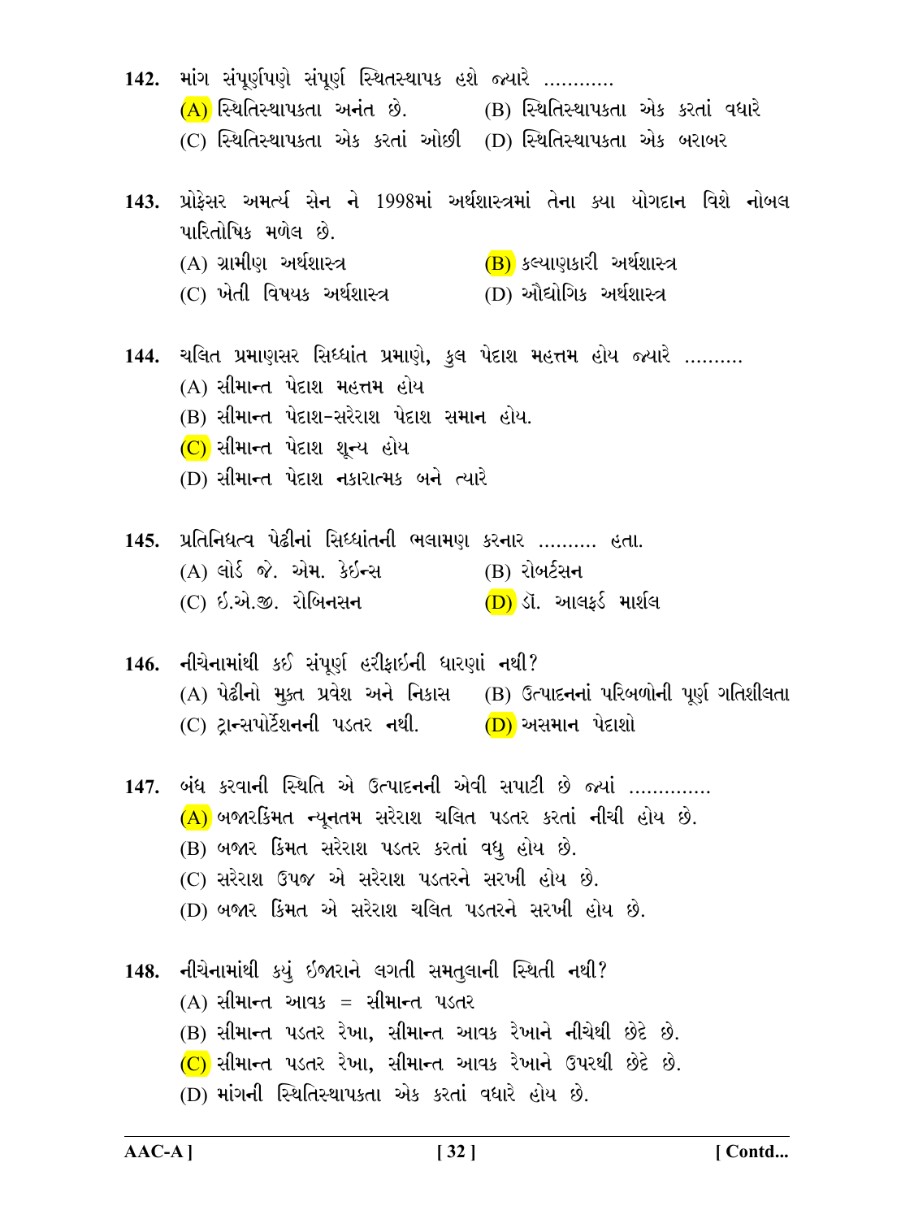142. માંગ સંપૂર્ણપણે સંપૂર્ણ સ્થિતસ્થાપક હશે જ્યારે ............

(A) સ્થિતિસ્થાપકતા અનંત છે. (B) સ્થિતિસ્થાપકતા એક કરતાં વધારે

(C) સ્થિતિસ્થાપકતા એક કરતાં ઓછી (D) સ્થિતિસ્થાપકતા એક બરાબર

143. પ્રોફેસર અમર્ત્ય સેન ને 1998માં અર્થશાસ્ત્રમાં તેના ક્યા યોગદાન વિશે નોબલ પારિતોષિક મળેલ છે.

(A) ગ્રામીણ અર્થશાસ્ત્ર (B) કલ્યાણકારી અર્થશાસ્ત્ર

(C) ખેતી વિષયક અર્થશાસ્ત્ર (D) ઔદ્યોગિક અર્થશાસ્ત્ર

144. ચલિત પ્રમાણસર સિધ્ધાંત પ્રમાણે, કુલ પેદાશ મહત્તમ હોય જ્યારે ..........

(A) સીમાન્ત પેદાશ મહત્તમ હોય

(B) સીમાન્ત પેદાશ-સરેરાશ પેદાશ સમાન હોય.

(C) સીમાન્ત પેદાશ શૂન્ય હોય

(D) સીમાન્ત પેદાશ નકારાત્મક બને ત્યારે

145. પ્રતિનિધત્વ પેઢીનાં સિધ્ધાંતની ભલામણ કરનાર .......... હતા.

(A) લોર્ડ જે. એમ. કેઇન્સ (B) રોબર્ટસન

(C) ઇ.એ.જી. રોબિનસન (D) ડૉ. આલફ્રેડ માર્શલ

146. નીચેનામાંથી કઈ સંપૂર્ણ હરીફાઈની ધારણાં નથી?

(A) પેઢીનો મુક્ત પ્રવેશ અને નિકાસ (B) ઉત્પાદનનાં પરિબળોની પૂર્ણ ગતિશીલતા

(C) ટ્રાન્સપોર્ટેશનની પડતર નથી. (D) અસમાન પેદાશો

147. બંધ કરવાની સ્થિતિ એ ઉત્પાદનની એવી સપાટી છે જ્યાં .............

(A) બજારકિંમત ન્યૂનતમ સરેરાશ ચલિત પડતર કરતાં નીચી હોય છે.

(B) બજાર કિંમત સરેરાશ પડતર કરતાં વધુ હોય છે.

(C) સરેરાશ ઉપજ એ સરેરાશ પડતરને સરખી હોય છે.

(D) બજાર કિંમત એ સરેરાશ ચલિત પડતરને સરખી હોય છે.

148. નીચેનામાંથી કયું ઇજારાને લગતી સમતુલાની સ્થિતી નથી?

(A) સીમાન્ત આવક = સીમાન્ત પડતર

(B) સીમાન્ત પડતર રેખા, સીમાન્ત આવક રેખાને નીચેથી છેદે છે.

(C) સીમાન્ત પડતર રેખા, સીમાન્ત આવક રેખાને ઉપરથી છેદે છે.

(D) માંગની સ્થિતિસ્થાપકતા એક કરતાં વધારે હોય છે.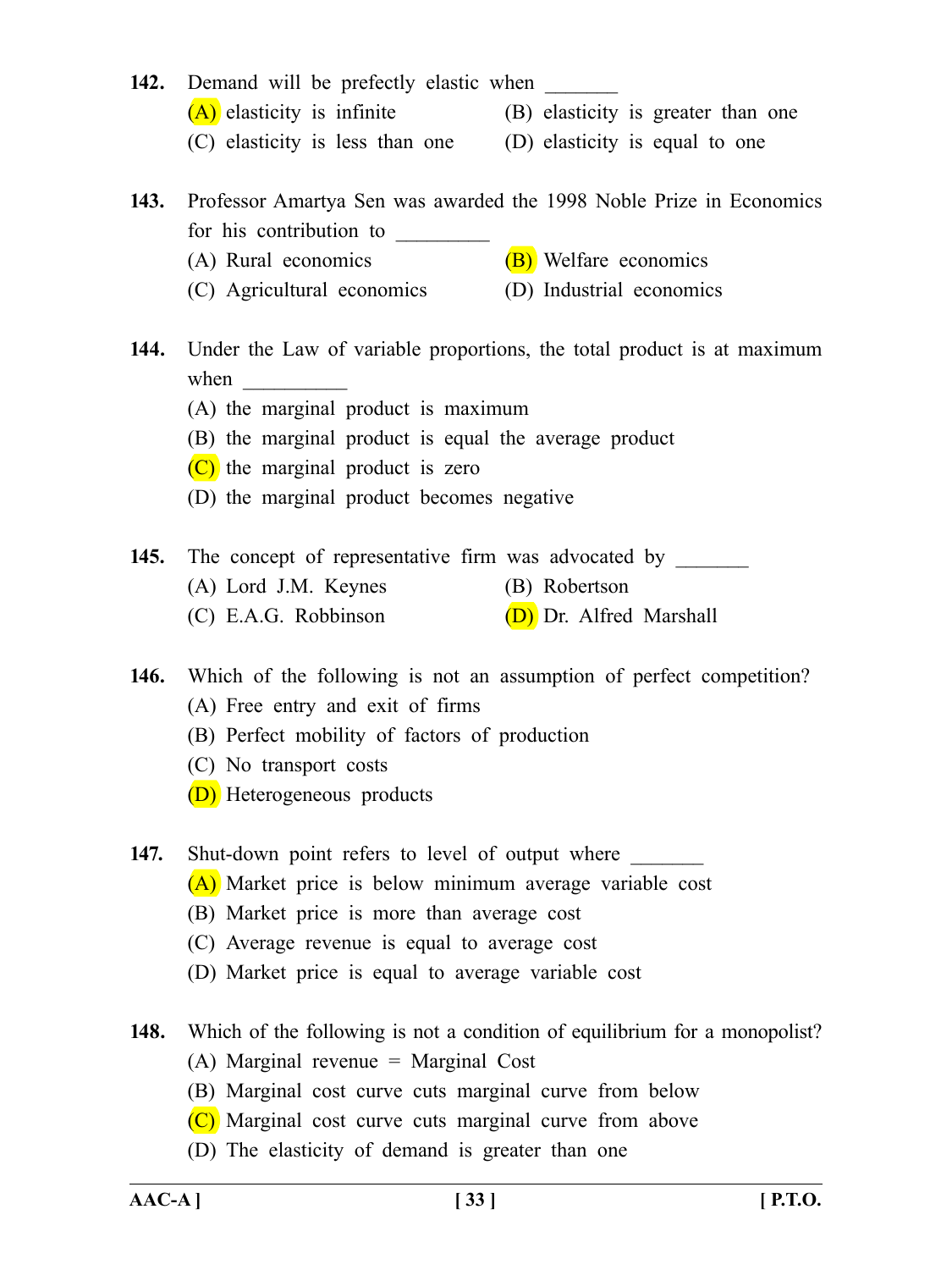**142.** Demand will be prefectly elastic when _______

(A) elasticity is infinite (B) elasticity is greater than one
(C) elasticity is less than one (D) elasticity is equal to one

**143.** Professor Amartya Sen was awarded the 1998 Noble Prize in Economics for his contribution to _________

(A) Rural economics (B) Welfare economics
(C) Agricultural economics (D) Industrial economics

**144.** Under the Law of variable proportions, the total product is at maximum when __________

(A) the marginal product is maximum
(B) the marginal product is equal the average product
(C) the marginal product is zero
(D) the marginal product becomes negative

**145.** The concept of representative firm was advocated by _______

(A) Lord J.M. Keynes (B) Robertson
(C) E.A.G. Robbinson (D) Dr. Alfred Marshall

**146.** Which of the following is not an assumption of perfect competition?

(A) Free entry and exit of firms
(B) Perfect mobility of factors of production
(C) No transport costs
(D) Heterogeneous products

**147.** Shut-down point refers to level of output where _______

(A) Market price is below minimum average variable cost
(B) Market price is more than average cost
(C) Average revenue is equal to average cost
(D) Market price is equal to average variable cost

**148.** Which of the following is not a condition of equilibrium for a monopolist?

(A) Marginal revenue = Marginal Cost
(B) Marginal cost curve cuts marginal curve from below
(C) Marginal cost curve cuts marginal curve from above
(D) The elasticity of demand is greater than one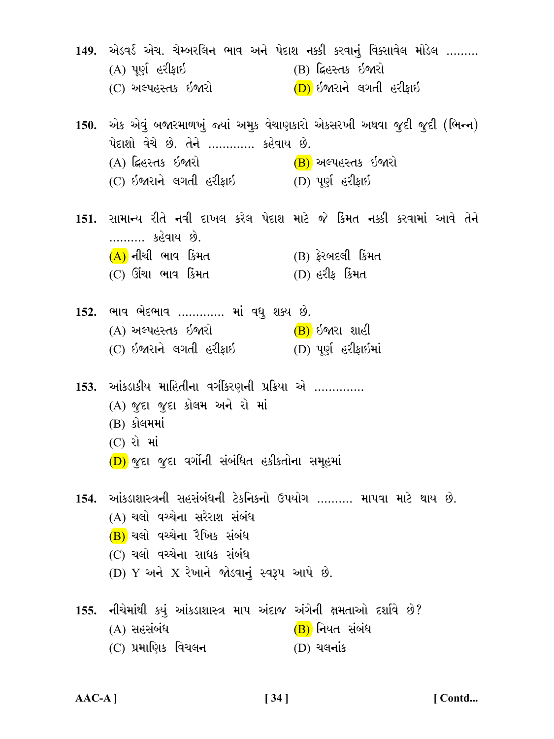149. એડવર્ડ એચ. ચેમ્બરલિન ભાવ અને પેદાશ નક્કી કરવાનું વિકસાવેલ મોડેલ .........

(A) પૂર્ણ હરીફાઈ

(B) દ્વિહસ્તક ઈજારો

(C) અલ્પહસ્તક ઈજારો

(D) ઈજારાને લગતી હરીફાઈ

150. એક એવું બજારમાળખું જ્યાં અમુક વેચાણકારો એકસરખી અથવા જુદી જુદી (ભિન્ન) પેદાશો વેચે છે. તેને ............ કહેવાય છે.

(A) દ્વિહસ્તક ઈજારો

(B) અલ્પહસ્તક ઈજારો

(C) ઈજારાને લગતી હરીફાઈ

(D) પૂર્ણ હરીફાઈ

151. સામાન્ય રીતે નવી દાખલ કરેલ પેદાશ માટે જે કિંમત નક્કી કરવામાં આવે તેને .......... કહેવાય છે.

(A) નીચી ભાવ કિંમત

(B) ફેરબદલી કિંમત

(C) ઊંચા ભાવ કિંમત

(D) હરીફ કિંમત

152. ભાવ ભેદભાવ ............ માં વધુ શક્ય છે.

(A) અલ્પહસ્તક ઈજારો

(B) ઈજારા શાહી

(C) ઈજારાને લગતી હરીફાઈ

(D) પૂર્ણ હરીફાઈમાં

153. આંકડાકીય માહિતીના વર્ગીકરણની પ્રક્રિયા એ .............

(A) જુદા જુદા કોલમ અને રો માં

(B) કોલમમાં

(C) રો માં

(D) જુદા જુદા વર્ગોની સંબંધિત હકીકતોના સમૂહમાં

154. આંકડાશાસ્ત્રની સહસંબંધની ટેકનિકનો ઉપયોગ ......... માપવા માટે થાય છે.

(A) ચલો વચ્ચેના સરેરાશ સંબંધ

(B) ચલો વચ્ચેના રૈખિક સંબંધ

(C) ચલો વચ્ચેના સાધક સંબંધ

(D) Y અને X રેખાને જોડવાનું સ્વરૂપ આપે છે.

155. નીચેમાંથી કયું આંકડાશાસ્ત્ર માપ અંદાજ અંગેની ક્ષમતાઓ દર્શાવે છે?

(A) સહસંબંધ

(B) નિયત સંબંધ

(C) પ્રમાણિક વિચલન

(D) ચલનાંક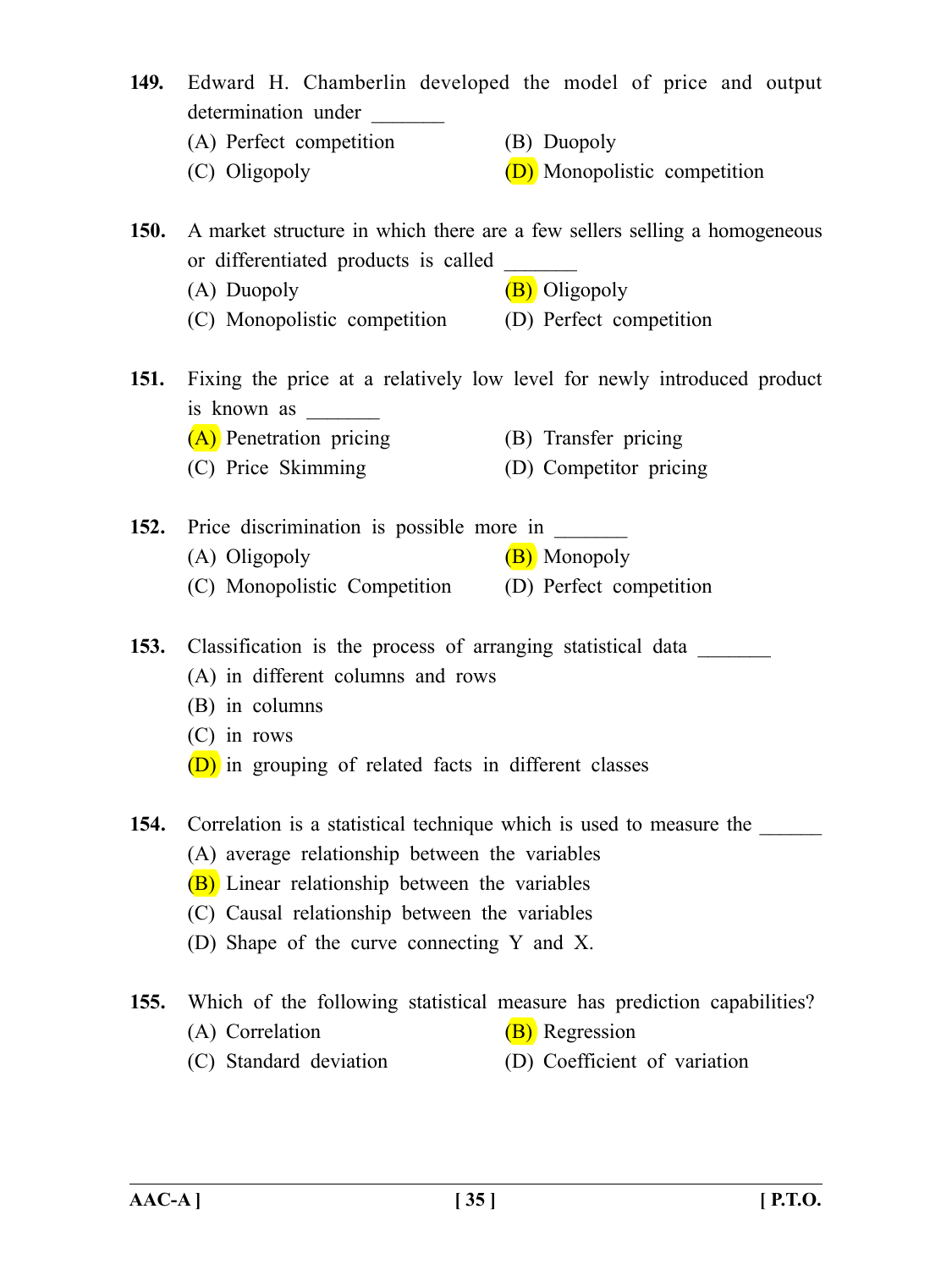**149.** Edward H. Chamberlin developed the model of price and output determination under _______

(A) Perfect competition (B) Duopoly

(C) Oligopoly (D) Monopolistic competition

**150.** A market structure in which there are a few sellers selling a homogeneous or differentiated products is called _______

(A) Duopoly (B) Oligopoly

(C) Monopolistic competition (D) Perfect competition

**151.** Fixing the price at a relatively low level for newly introduced product is known as _______

(A) Penetration pricing (B) Transfer pricing

(C) Price Skimming (D) Competitor pricing

**152.** Price discrimination is possible more in _______

(A) Oligopoly (B) Monopoly

(C) Monopolistic Competition (D) Perfect competition

**153.** Classification is the process of arranging statistical data _______

(A) in different columns and rows

(B) in columns

(C) in rows

(D) in grouping of related facts in different classes

**154.** Correlation is a statistical technique which is used to measure the ______

(A) average relationship between the variables

(B) Linear relationship between the variables

(C) Causal relationship between the variables

(D) Shape of the curve connecting Y and X.

**155.** Which of the following statistical measure has prediction capabilities?

(A) Correlation (B) Regression

(C) Standard deviation (D) Coefficient of variation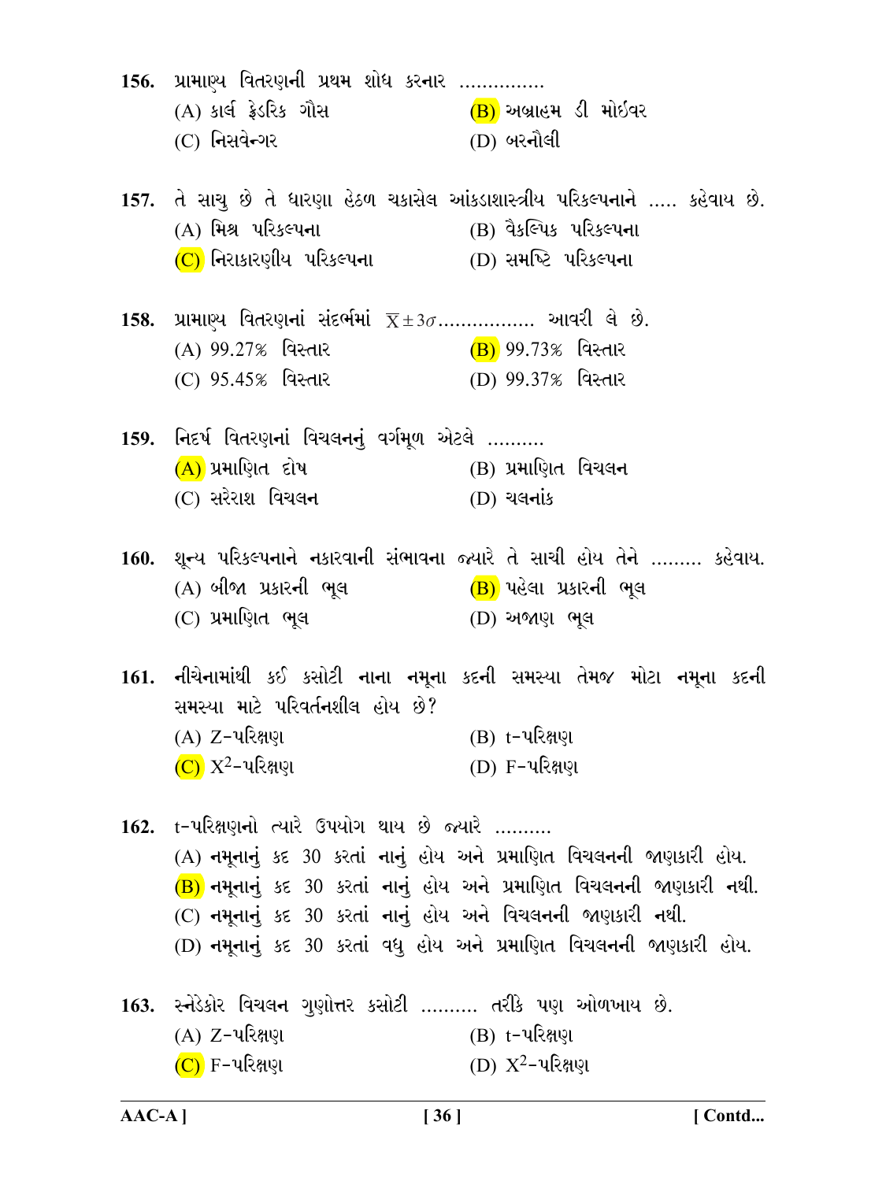156. પ્રામાણ્ય વિતરણની પ્રથમ શોધ કરનાર ...............

(A) કાર્લ ફેડરિક ગૌસ
(B) અબ્રાહમ ડી મોઇવર
(C) નિસવેન્ગર
(D) બરનૌલી

157. તે સાચુ છે તે ધારણા હેઠળ ચકાસેલ આંકડાશાસ્ત્રીય પરિકલ્પનાને ..... કહેવાય છે.

(A) મિશ્ર પરિકલ્પના
(B) વૈકલ્પિક પરિકલ્પના
(C) નિરાકારણીય પરિકલ્પના
(D) સમષ્ટિ પરિકલ્પના

158. પ્રામાણ્ય વિતરણનાં સંદર્ભમાં $\overline{X} \pm 3\sigma$................. આવરી લે છે.

(A) 99.27% વિસ્તાર
(B) 99.73% વિસ્તાર
(C) 95.45% વિસ્તાર
(D) 99.37% વિસ્તાર

159. નિદર્ષ વિતરણનાં વિચલનનું વર્ગમૂળ એટલે ..........

(A) પ્રમાણિત દોષ
(B) પ્રમાણિત વિચલન
(C) સરેરાશ વિચલન
(D) ચલનાંક

160. શૂન્ય પરિકલ્પનાને નકારવાની સંભાવના જ્યારે તે સાચી હોય તેને ......... કહેવાય.

(A) બીજા પ્રકારની ભૂલ
(B) પહેલા પ્રકારની ભૂલ
(C) પ્રમાણિત ભૂલ
(D) અજાણ ભૂલ

161. નીચેનામાંથી કઈ કસોટી નાના નમૂના કદની સમસ્યા તેમજ મોટા નમૂના કદની સમસ્યા માટે પરિવર્તનશીલ હોય છે?

(A) Z-પરિક્ષણ
(B) t-પરિક્ષણ
(C) $X^2$-પરિક્ષણ
(D) F-પરિક્ષણ

162. t-પરિક્ષણનો ત્યારે ઉપયોગ થાય છે જ્યારે ..........

(A) નમૂનાનું કદ 30 કરતાં નાનું હોય અને પ્રમાણિત વિચલનની જાણકારી હોય.
(B) નમૂનાનું કદ 30 કરતાં નાનું હોય અને પ્રમાણિત વિચલનની જાણકારી નથી.
(C) નમૂનાનું કદ 30 કરતાં નાનું હોય અને વિચલનની જાણકારી નથી.
(D) નમૂનાનું કદ 30 કરતાં વધુ હોય અને પ્રમાણિત વિચલનની જાણકારી હોય.

163. સ્નેડેકોર વિચલન ગુણોત્તર કસોટી .......... તરીકે પણ ઓળખાય છે.

(A) Z-પરિક્ષણ
(B) t-પરિક્ષણ
(C) F-પરિક્ષણ
(D) $X^2$-પરિક્ષણ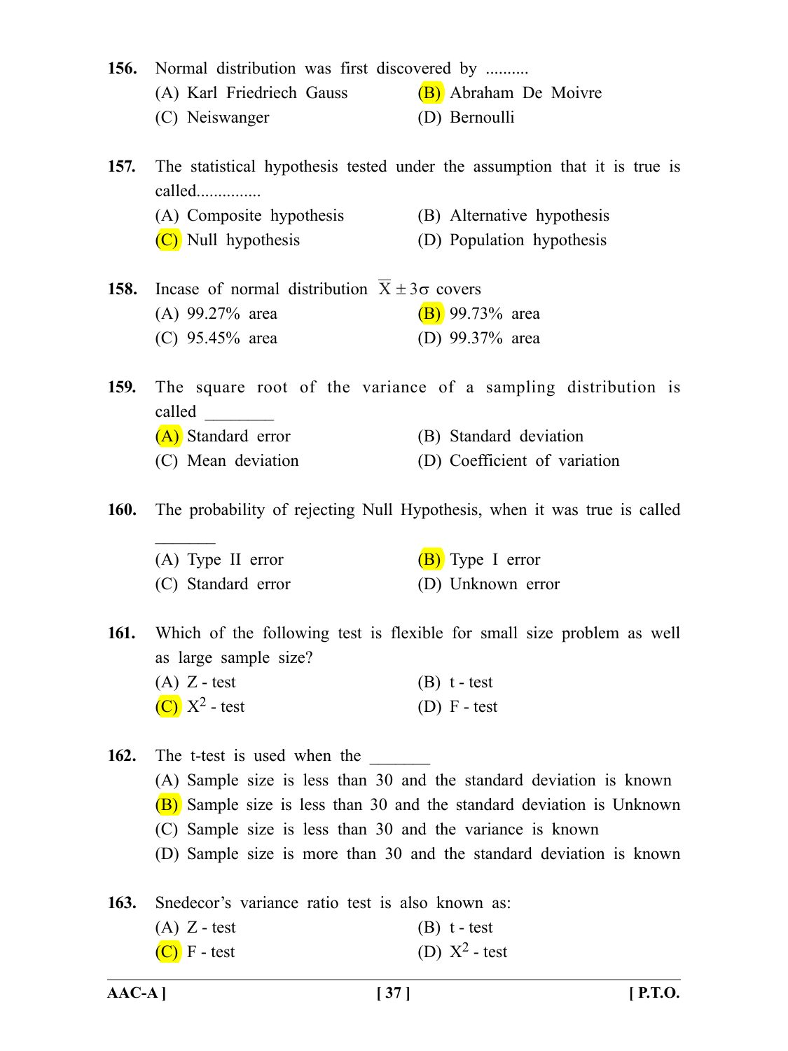**156.** Normal distribution was first discovered by ..........

(A) Karl Friedriech Gauss

(B) Abraham De Moivre

(C) Neiswanger

(D) Bernoulli

**157.** The statistical hypothesis tested under the assumption that it is true is called...............

(A) Composite hypothesis

(B) Alternative hypothesis

(C) Null hypothesis

(D) Population hypothesis

**158.** Incase of normal distribution $\overline{X} \pm 3\sigma$ covers

(A) 99.27% area

(B) 99.73% area

(C) 95.45% area

(D) 99.37% area

**159.** The square root of the variance of a sampling distribution is called ________

(A) Standard error

(B) Standard deviation

(C) Mean deviation

(D) Coefficient of variation

**160.** The probability of rejecting Null Hypothesis, when it was true is called ________

(A) Type II error

(B) Type I error

(C) Standard error

(D) Unknown error

**161.** Which of the following test is flexible for small size problem as well as large sample size?

(A) Z - test

(B) t - test

(C) $X^2$ - test

(D) F - test

**162.** The t-test is used when the ________

(A) Sample size is less than 30 and the standard deviation is known

(B) Sample size is less than 30 and the standard deviation is Unknown

(C) Sample size is less than 30 and the variance is known

(D) Sample size is more than 30 and the standard deviation is known

**163.** Snedecor's variance ratio test is also known as:

(A) Z - test

(B) t - test

(C) F - test

(D) $X^2$ - test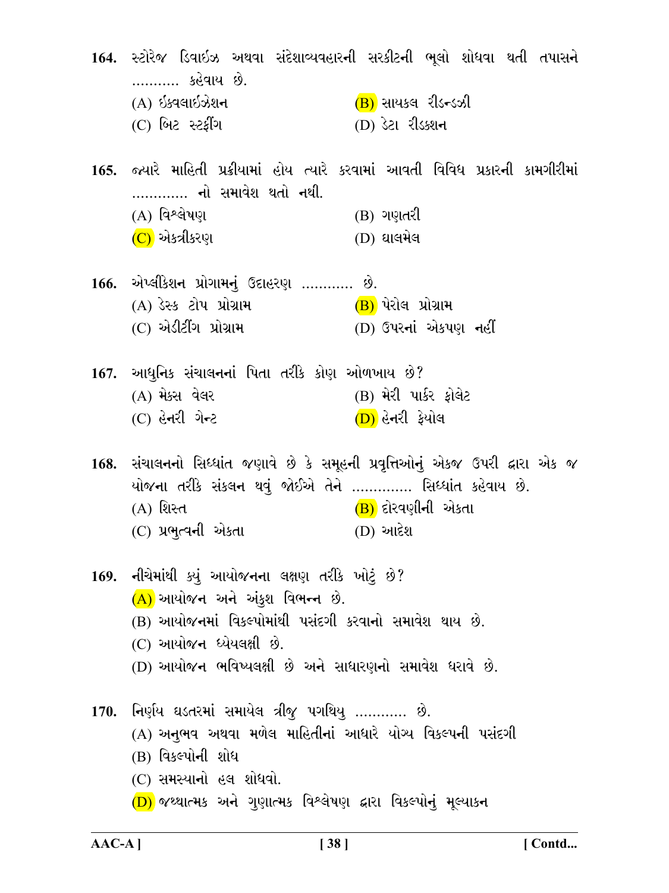**164.** સ્ટોરેજ ડિવાઈઝ અથવા સંદેશાવ્યવહારની સરકીટની ભૂલો શોધવા થતી તપાસને ........... કહેવાય છે.

(A) ઈકવલાઈઝેશન
(B) સાયકલ રીડન્ડઝી
(C) બિટ સ્ટફીંગ
(D) ડેટા રીડક્શન

**165.** જ્યારે માહિતી પ્રક્રીયામાં હોય ત્યારે કરવામાં આવતી વિવિધ પ્રકારની કામગીરીમાં ............ નો સમાવેશ થતો નથી.

(A) વિશ્લેષણ
(B) ગણતરી
(C) એકત્રીકરણ
(D) ઘાલમેલ

**166.** એપ્લીકેશન પ્રોગામનું ઉદાહરણ ........... છે.

(A) ડેસ્ક ટોપ પ્રોગ્રામ
(B) પેરોલ પ્રોગ્રામ
(C) એડીટીંગ પ્રોગ્રામ
(D) ઉપરનાં એકપણ નહીં

**167.** આધુનિક સંચાલનનાં પિતા તરીકે કોણ ઓળખાય છે?

(A) મેક્સ વેલર
(B) મેરી પાર્કર ફોલેટ
(C) હેનરી ગેન્ટ
(D) હેનરી ફેયોલ

**168.** સંચાલનનો સિધ્ધાંત જણાવે છે કે સમૂહની પ્રવૃત્તિઓનું એકજ ઉપરી દ્વારા એક જ યોજના તરીકે સંકલન થવું જોઈએ તેને ............. સિધ્ધાંત કહેવાય છે.

(A) શિસ્ત
(B) દોરવણીની એકતા
(C) પ્રભુત્વની એકતા
(D) આદેશ

**169.** નીચેમાંથી ક્યું આયોજનના લક્ષણ તરીકે ખોટું છે?

(A) આયોજન અને અંકુશ વિભન્ન છે.
(B) આયોજનમાં વિકલ્પોમાંથી પસંદગી કરવાનો સમાવેશ થાય છે.
(C) આયોજન ધ્યેયલક્ષી છે.
(D) આયોજન ભવિષ્યલક્ષી છે અને સાધારણનો સમાવેશ ધરાવે છે.

**170.** નિર્ણય ઘડતરમાં સમાયેલ ત્રીજુ પગથિયુ ........... છે.

(A) અનુભવ અથવા મળેલ માહિતીનાં આધારે યોગ્ય વિકલ્પની પસંદગી
(B) વિકલ્પોની શોધ
(C) સમસ્યાનો હલ શોધવો.
(D) જથ્થાત્મક અને ગુણાત્મક વિશ્લેષણ દ્વારા વિકલ્પોનું મૂલ્યાકન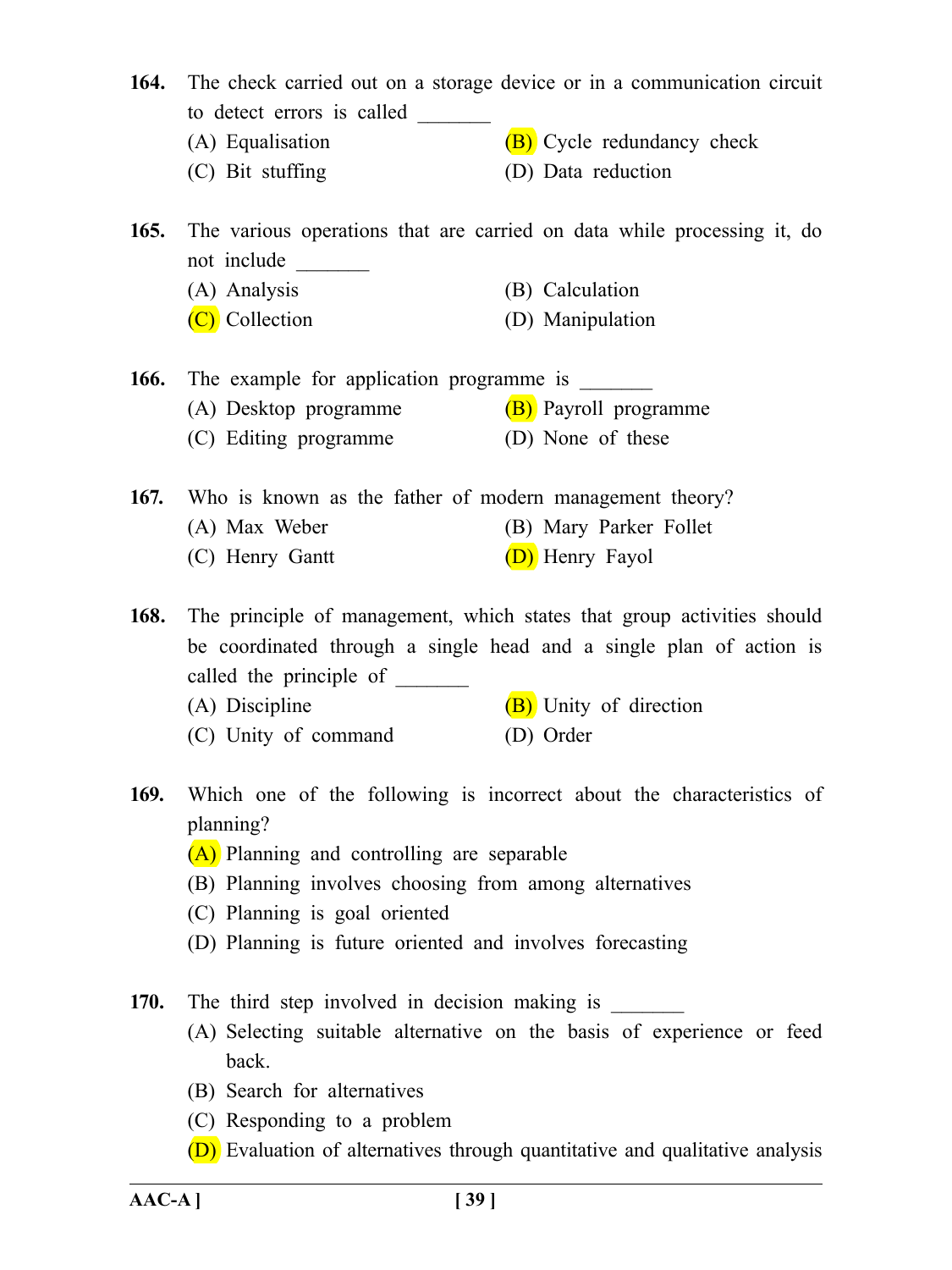164. The check carried out on a storage device or in a communication circuit to detect errors is called _______

(A) Equalisation

(B) Cycle redundancy check

(C) Bit stuffing

(D) Data reduction

165. The various operations that are carried on data while processing it, do not include _______

(A) Analysis

(B) Calculation

(C) Collection

(D) Manipulation

166. The example for application programme is _______

(A) Desktop programme

(B) Payroll programme

(C) Editing programme

(D) None of these

167. Who is known as the father of modern management theory?

(A) Max Weber

(B) Mary Parker Follet

(C) Henry Gantt

(D) Henry Fayol

168. The principle of management, which states that group activities should be coordinated through a single head and a single plan of action is called the principle of _______

(A) Discipline

(B) Unity of direction

(C) Unity of command

(D) Order

169. Which one of the following is incorrect about the characteristics of planning?

(A) Planning and controlling are separable

(B) Planning involves choosing from among alternatives

(C) Planning is goal oriented

(D) Planning is future oriented and involves forecasting

170. The third step involved in decision making is _______

(A) Selecting suitable alternative on the basis of experience or feed back.

(B) Search for alternatives

(C) Responding to a problem

(D) Evaluation of alternatives through quantitative and qualitative analysis